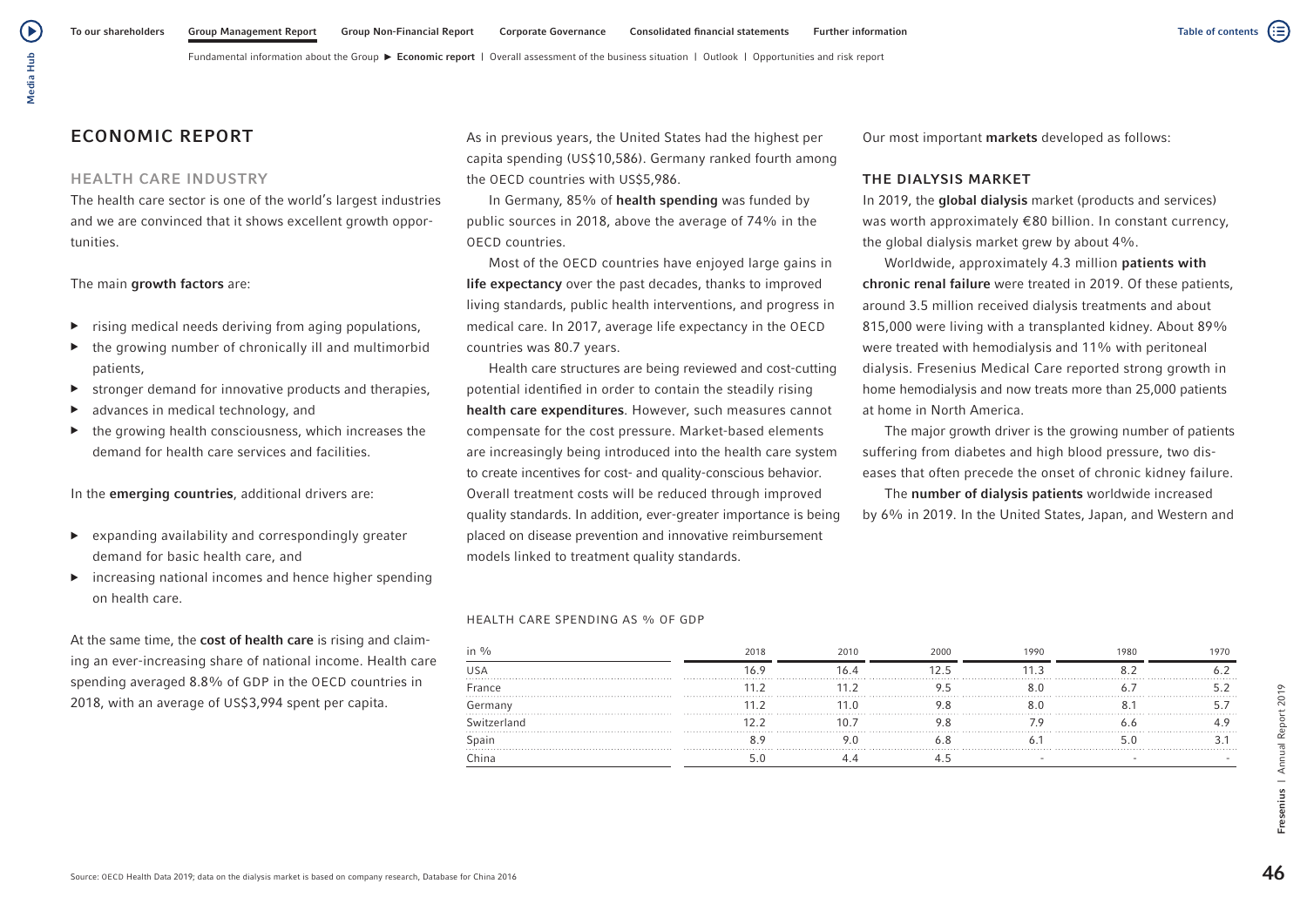# ECONOMIC REPORT

## HEALTH CARE INDUSTRY

The health care sector is one of the world's largest industries and we are convinced that it shows excellent growth opportunities.

The main **growth factors** are:

- rising medical needs deriving from aging populations,
- the growing number of chronically ill and multimorbid patients,
- stronger demand for innovative products and therapies,
- advances in medical technology, and
- the growing health consciousness, which increases the demand for health care services and facilities.

In the **emerging countries**, additional drivers are:

- expanding availability and correspondingly greater demand for basic health care, and
- increasing national incomes and hence higher spending on health care.

At the same time, the **cost of health care** is rising and claiming an ever-increasing share of national income. Health care spending averaged 8.8% of GDP in the OECD countries in 2018, with an average of US$3,994 spent per capita.

As in previous years, the United States had the highest per capita spending (US$10,586). Germany ranked fourth among the OECD countries with US$5,986.

In Germany, 85% of **health spending** was funded by public sources in 2018, above the average of 74% in the OECD countries.

Most of the OECD countries have enjoyed large gains in **life expectancy** over the past decades, thanks to improved living standards, public health interventions, and progress in medical care. In 2017, average life expectancy in the OECD countries was 80.7 years.

Health care structures are being reviewed and cost-cutting potential identified in order to contain the steadily rising **health care expenditures**. However, such measures cannot compensate for the cost pressure. Market-based elements are increasingly being introduced into the health care system to create incentives for cost- and quality-conscious behavior. Overall treatment costs will be reduced through improved quality standards. In addition, ever-greater importance is being placed on disease prevention and innovative reimbursement models linked to treatment quality standards.

HEALTH CARE SPENDING AS % OF GDP

| in % | 2018 | 2010 | 2000 | 1990 | 1980 | 1970 |
|---|---|---|---|---|---|---|
| USA | 16.9 | 16.4 | 12.5 | 11.3 | 8.2 | 6.2 |
| France | 11.2 | 11.2 | 9.5 | 8.0 | 6.7 | 5.2 |
| Germany | 11.2 | 11.0 | 9.8 | 8.0 | 8.1 | 5.7 |
| Switzerland | 12.2 | 10.7 | 9.8 | 7.9 | 6.6 | 4.9 |
| Spain | 8.9 | 9.0 | 6.8 | 6.1 | 5.0 | 3.1 |
| China | 5.0 | 4.4 | 4.5 | - | - | - |

Our most important **markets** developed as follows:

### THE DIALYSIS MARKET

In 2019, the **global dialysis** market (products and services) was worth approximately €80 billion. In constant currency, the global dialysis market grew by about 4%.

Worldwide, approximately 4.3 million **patients with chronic renal failure** were treated in 2019. Of these patients, around 3.5 million received dialysis treatments and about 815,000 were living with a transplanted kidney. About 89% were treated with hemodialysis and 11% with peritoneal dialysis. Fresenius Medical Care reported strong growth in home hemodialysis and now treats more than 25,000 patients at home in North America.

The major growth driver is the growing number of patients suffering from diabetes and high blood pressure, two diseases that often precede the onset of chronic kidney failure.

The **number of dialysis patients** worldwide increased by 6% in 2019. In the United States, Japan, and Western and

Source: OECD Health Data 2019; data on the dialysis market is based on company research, Database for China 2016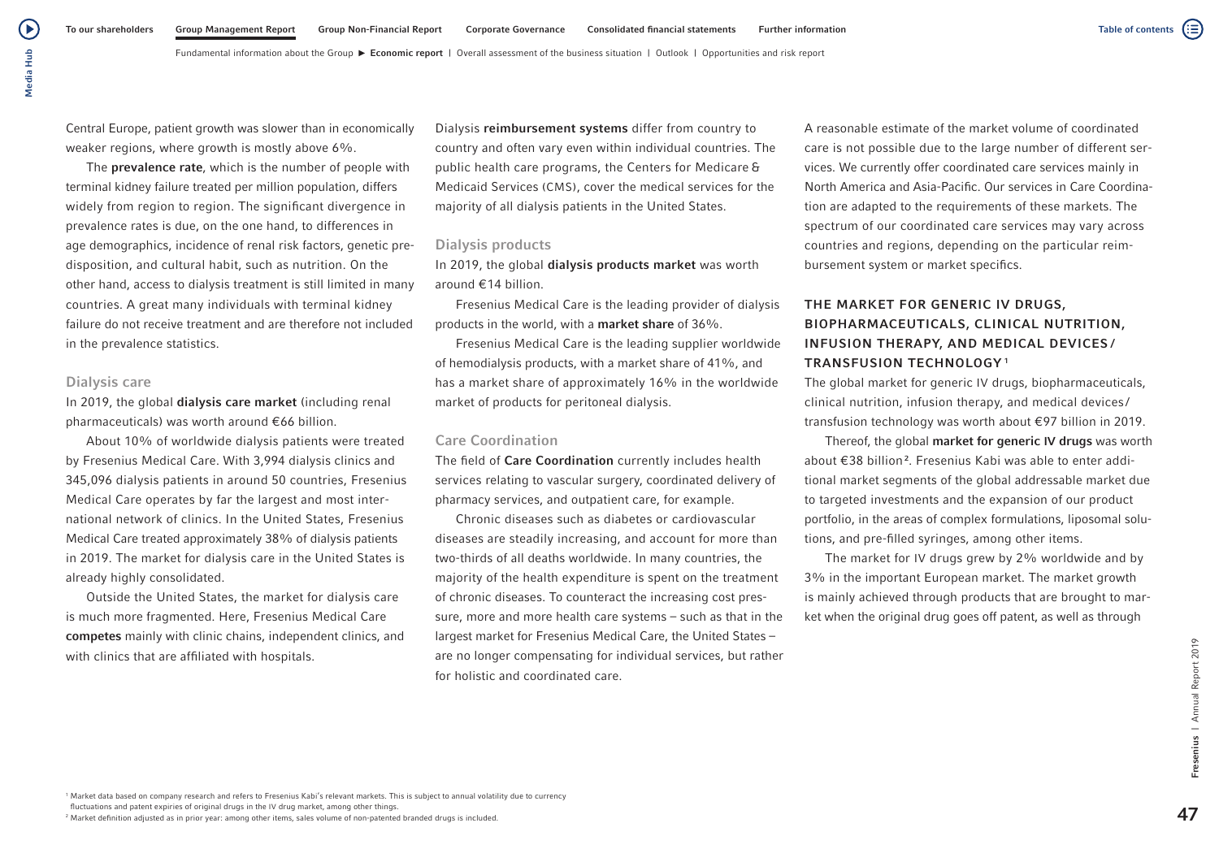Central Europe, patient growth was slower than in economically weaker regions, where growth is mostly above 6%.

The **prevalence rate**, which is the number of people with terminal kidney failure treated per million population, differs widely from region to region. The significant divergence in prevalence rates is due, on the one hand, to differences in age demographics, incidence of renal risk factors, genetic predisposition, and cultural habit, such as nutrition. On the other hand, access to dialysis treatment is still limited in many countries. A great many individuals with terminal kidney failure do not receive treatment and are therefore not included in the prevalence statistics.

### Dialysis care

In 2019, the global **dialysis care market** (including renal pharmaceuticals) was worth around €66 billion.

About 10% of worldwide dialysis patients were treated by Fresenius Medical Care. With 3,994 dialysis clinics and 345,096 dialysis patients in around 50 countries, Fresenius Medical Care operates by far the largest and most international network of clinics. In the United States, Fresenius Medical Care treated approximately 38% of dialysis patients in 2019. The market for dialysis care in the United States is already highly consolidated.

Outside the United States, the market for dialysis care is much more fragmented. Here, Fresenius Medical Care **competes** mainly with clinic chains, independent clinics, and with clinics that are affiliated with hospitals.

Dialysis **reimbursement systems** differ from country to country and often vary even within individual countries. The public health care programs, the Centers for Medicare & Medicaid Services (CMS), cover the medical services for the majority of all dialysis patients in the United States.

### Dialysis products

In 2019, the global **dialysis products market** was worth around €14 billion.

Fresenius Medical Care is the leading provider of dialysis products in the world, with a **market share** of 36%.

Fresenius Medical Care is the leading supplier worldwide of hemodialysis products, with a market share of 41%, and has a market share of approximately 16% in the worldwide market of products for peritoneal dialysis.

### Care Coordination

The field of **Care Coordination** currently includes health services relating to vascular surgery, coordinated delivery of pharmacy services, and outpatient care, for example.

Chronic diseases such as diabetes or cardiovascular diseases are steadily increasing, and account for more than two-thirds of all deaths worldwide. In many countries, the majority of the health expenditure is spent on the treatment of chronic diseases. To counteract the increasing cost pressure, more and more health care systems – such as that in the largest market for Fresenius Medical Care, the United States – are no longer compensating for individual services, but rather for holistic and coordinated care.

A reasonable estimate of the market volume of coordinated care is not possible due to the large number of different services. We currently offer coordinated care services mainly in North America and Asia-Pacific. Our services in Care Coordination are adapted to the requirements of these markets. The spectrum of our coordinated care services may vary across countries and regions, depending on the particular reimbursement system or market specifics.

## THE MARKET FOR GENERIC IV DRUGS, BIOPHARMACEUTICALS, CLINICAL NUTRITION, INFUSION THERAPY, AND MEDICAL DEVICES/ TRANSFUSION TECHNOLOGY[1]

The global market for generic IV drugs, biopharmaceuticals, clinical nutrition, infusion therapy, and medical devices/ transfusion technology was worth about €97 billion in 2019.

Thereof, the global **market for generic IV drugs** was worth about €38 billion[2]. Fresenius Kabi was able to enter additional market segments of the global addressable market due to targeted investments and the expansion of our product portfolio, in the areas of complex formulations, liposomal solutions, and pre-filled syringes, among other items.

The market for IV drugs grew by 2% worldwide and by 3% in the important European market. The market growth is mainly achieved through products that are brought to market when the original drug goes off patent, as well as through

[1] Market data based on company research and refers to Fresenius Kabi's relevant markets. This is subject to annual volatility due to currency fluctuations and patent expiries of original drugs in the IV drug market, among other things.

[2] Market definition adjusted as in prior year: among other items, sales volume of non-patented branded drugs is included.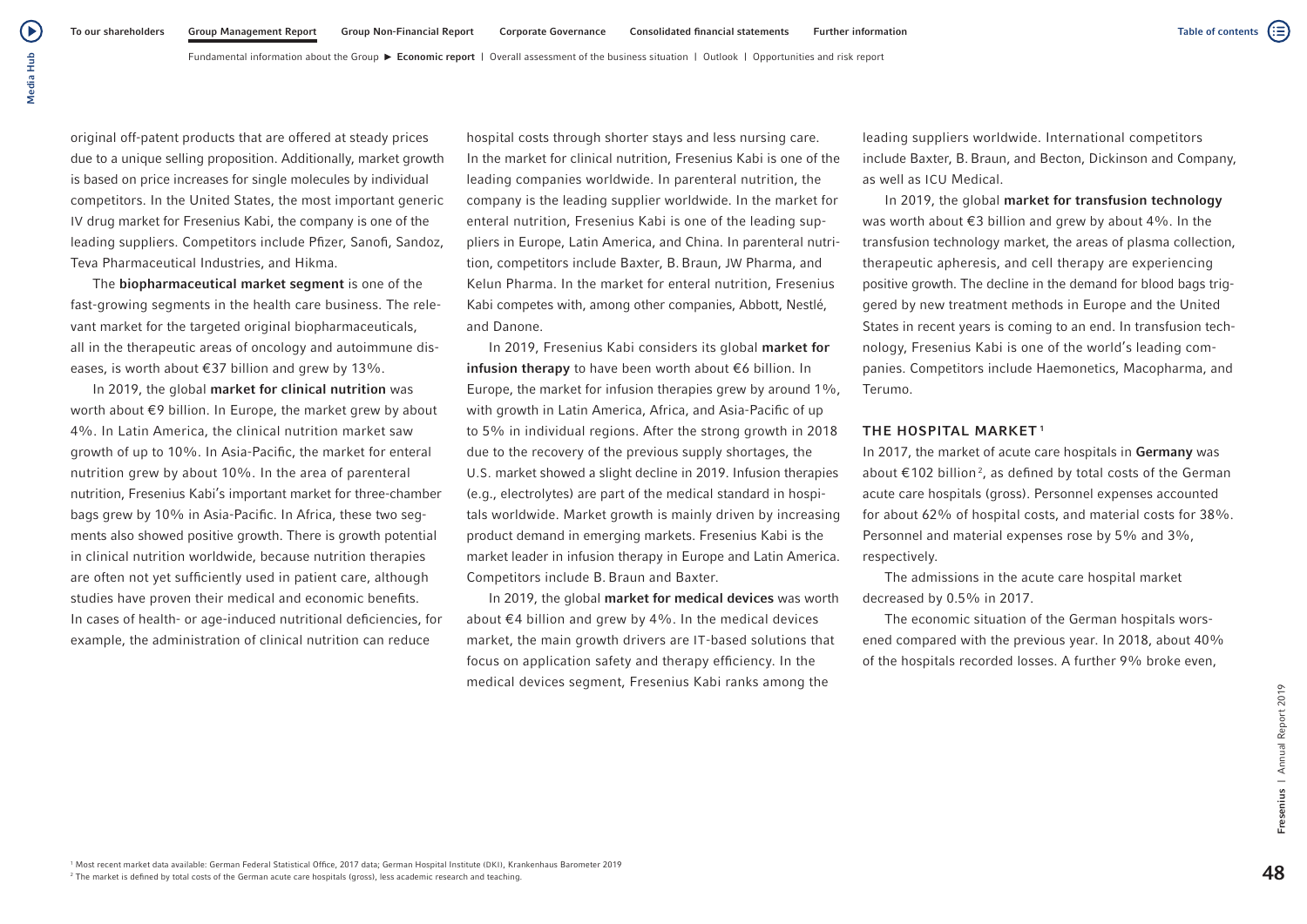original off-patent products that are offered at steady prices due to a unique selling proposition. Additionally, market growth is based on price increases for single molecules by individual competitors. In the United States, the most important generic IV drug market for Fresenius Kabi, the company is one of the leading suppliers. Competitors include Pfizer, Sanofi, Sandoz, Teva Pharmaceutical Industries, and Hikma.

The **biopharmaceutical market segment** is one of the fast-growing segments in the health care business. The relevant market for the targeted original biopharmaceuticals, all in the therapeutic areas of oncology and autoimmune diseases, is worth about €37 billion and grew by 13%.

In 2019, the global **market for clinical nutrition** was worth about €9 billion. In Europe, the market grew by about 4%. In Latin America, the clinical nutrition market saw growth of up to 10%. In Asia-Pacific, the market for enteral nutrition grew by about 10%. In the area of parenteral nutrition, Fresenius Kabi's important market for three-chamber bags grew by 10% in Asia-Pacific. In Africa, these two segments also showed positive growth. There is growth potential in clinical nutrition worldwide, because nutrition therapies are often not yet sufficiently used in patient care, although studies have proven their medical and economic benefits. In cases of health- or age-induced nutritional deficiencies, for example, the administration of clinical nutrition can reduce hospital costs through shorter stays and less nursing care. In the market for clinical nutrition, Fresenius Kabi is one of the leading companies worldwide. In parenteral nutrition, the company is the leading supplier worldwide. In the market for enteral nutrition, Fresenius Kabi is one of the leading suppliers in Europe, Latin America, and China. In parenteral nutrition, competitors include Baxter, B. Braun, JW Pharma, and Kelun Pharma. In the market for enteral nutrition, Fresenius Kabi competes with, among other companies, Abbott, Nestlé, and Danone.

In 2019, Fresenius Kabi considers its global **market for infusion therapy** to have been worth about €6 billion. In Europe, the market for infusion therapies grew by around 1%, with growth in Latin America, Africa, and Asia-Pacific of up to 5% in individual regions. After the strong growth in 2018 due to the recovery of the previous supply shortages, the U.S. market showed a slight decline in 2019. Infusion therapies (e.g., electrolytes) are part of the medical standard in hospitals worldwide. Market growth is mainly driven by increasing product demand in emerging markets. Fresenius Kabi is the market leader in infusion therapy in Europe and Latin America. Competitors include B. Braun and Baxter.

In 2019, the global **market for medical devices** was worth about €4 billion and grew by 4%. In the medical devices market, the main growth drivers are IT-based solutions that focus on application safety and therapy efficiency. In the medical devices segment, Fresenius Kabi ranks among the leading suppliers worldwide. International competitors include Baxter, B. Braun, and Becton, Dickinson and Company, as well as ICU Medical.

In 2019, the global **market for transfusion technology** was worth about €3 billion and grew by about 4%. In the transfusion technology market, the areas of plasma collection, therapeutic apheresis, and cell therapy are experiencing positive growth. The decline in the demand for blood bags triggered by new treatment methods in Europe and the United States in recent years is coming to an end. In transfusion technology, Fresenius Kabi is one of the world's leading companies. Competitors include Haemonetics, Macopharma, and Terumo.

## THE HOSPITAL MARKET[1]

In 2017, the market of acute care hospitals in **Germany** was about €102 billion[2], as defined by total costs of the German acute care hospitals (gross). Personnel expenses accounted for about 62% of hospital costs, and material costs for 38%. Personnel and material expenses rose by 5% and 3%, respectively.

The admissions in the acute care hospital market decreased by 0.5% in 2017.

The economic situation of the German hospitals worsened compared with the previous year. In 2018, about 40% of the hospitals recorded losses. A further 9% broke even,

[1] Most recent market data available: German Federal Statistical Office, 2017 data; German Hospital Institute (DKI), Krankenhaus Barometer 2019

[2] The market is defined by total costs of the German acute care hospitals (gross), less academic research and teaching.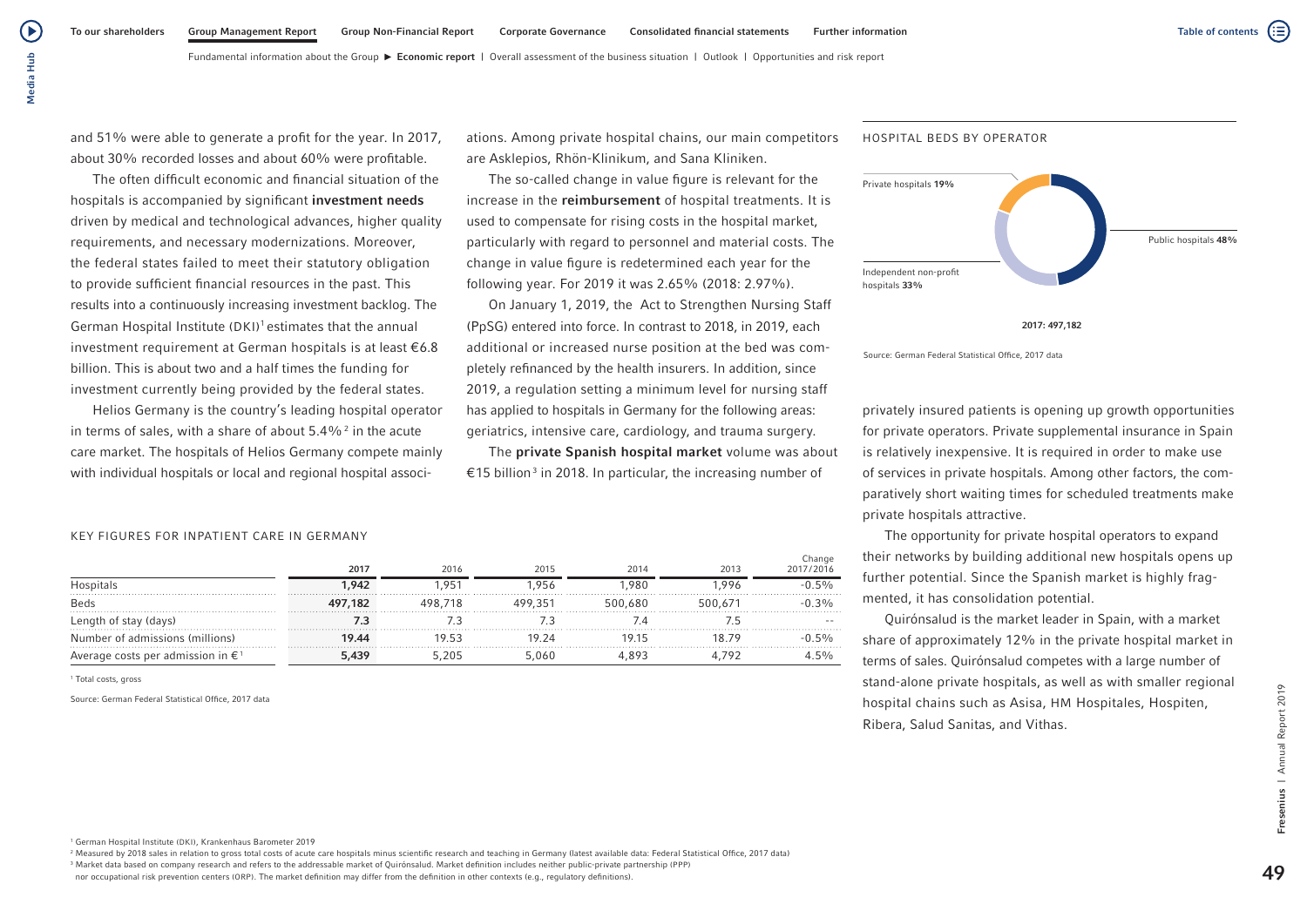and 51% were able to generate a profit for the year. In 2017, about 30% recorded losses and about 60% were profitable.

The often difficult economic and financial situation of the hospitals is accompanied by significant **investment needs** driven by medical and technological advances, higher quality requirements, and necessary modernizations. Moreover, the federal states failed to meet their statutory obligation to provide sufficient financial resources in the past. This results into a continuously increasing investment backlog. The German Hospital Institute (DKI)[1] estimates that the annual investment requirement at German hospitals is at least €6.8 billion. This is about two and a half times the funding for investment currently being provided by the federal states.

Helios Germany is the country's leading hospital operator in terms of sales, with a share of about 5.4%[2] in the acute care market. The hospitals of Helios Germany compete mainly with individual hospitals or local and regional hospital associations. Among private hospital chains, our main competitors are Asklepios, Rhön-Klinikum, and Sana Kliniken.

The so-called change in value figure is relevant for the increase in the **reimbursement** of hospital treatments. It is used to compensate for rising costs in the hospital market, particularly with regard to personnel and material costs. The change in value figure is redetermined each year for the following year. For 2019 it was 2.65% (2018: 2.97%).

On January 1, 2019, the Act to Strengthen Nursing Staff (PpSG) entered into force. In contrast to 2018, in 2019, each additional or increased nurse position at the bed was completely refinanced by the health insurers. In addition, since 2019, a regulation setting a minimum level for nursing staff has applied to hospitals in Germany for the following areas: geriatrics, intensive care, cardiology, and trauma surgery.

The **private Spanish hospital market** volume was about €15 billion[3] in 2018. In particular, the increasing number of privately insured patients is opening up growth opportunities for private operators. Private supplemental insurance in Spain is relatively inexpensive. It is required in order to make use of services in private hospitals. Among other factors, the comparatively short waiting times for scheduled treatments make private hospitals attractive.

The opportunity for private hospital operators to expand their networks by building additional new hospitals opens up further potential. Since the Spanish market is highly fragmented, it has consolidation potential.

Quirónsalud is the market leader in Spain, with a market share of approximately 12% in the private hospital market in terms of sales. Quirónsalud competes with a large number of stand-alone private hospitals, as well as with smaller regional hospital chains such as Asisa, HM Hospitales, Hospiten, Ribera, Salud Sanitas, and Vithas.

HOSPITAL BEDS BY OPERATOR

Private hospitals 19%
Independent non-profit hospitals 33%
Public hospitals 48%

2017: 497,182

Source: German Federal Statistical Office, 2017 data

KEY FIGURES FOR INPATIENT CARE IN GERMANY

| | 2017 | 2016 | 2015 | 2014 | 2013 | Change 2017/2016 |
|---|---|---|---|---|---|---|
| Hospitals | 1,942 | 1,951 | 1,956 | 1,980 | 1,996 | -0.5% |
| Beds | 497,182 | 498,718 | 499,351 | 500,680 | 500,671 | -0.3% |
| Length of stay (days) | 7.3 | 7.3 | 7.3 | 7.4 | 7.5 | -- |
| Number of admissions (millions) | 19.44 | 19.53 | 19.24 | 19.15 | 18.79 | -0.5% |
| Average costs per admission in €[1] | 5,439 | 5,205 | 5,060 | 4,893 | 4,792 | 4.5% |

[1] Total costs, gross

Source: German Federal Statistical Office, 2017 data

[1] German Hospital Institute (DKI), Krankenhaus Barometer 2019

[2] Measured by 2018 sales in relation to gross total costs of acute care hospitals minus scientific research and teaching in Germany (latest available data: Federal Statistical Office, 2017 data)

[3] Market data based on company research and refers to the addressable market of Quirónsalud. Market definition includes neither public-private partnership (PPP) nor occupational risk prevention centers (ORP). The market definition may differ from the definition in other contexts (e.g., regulatory definitions).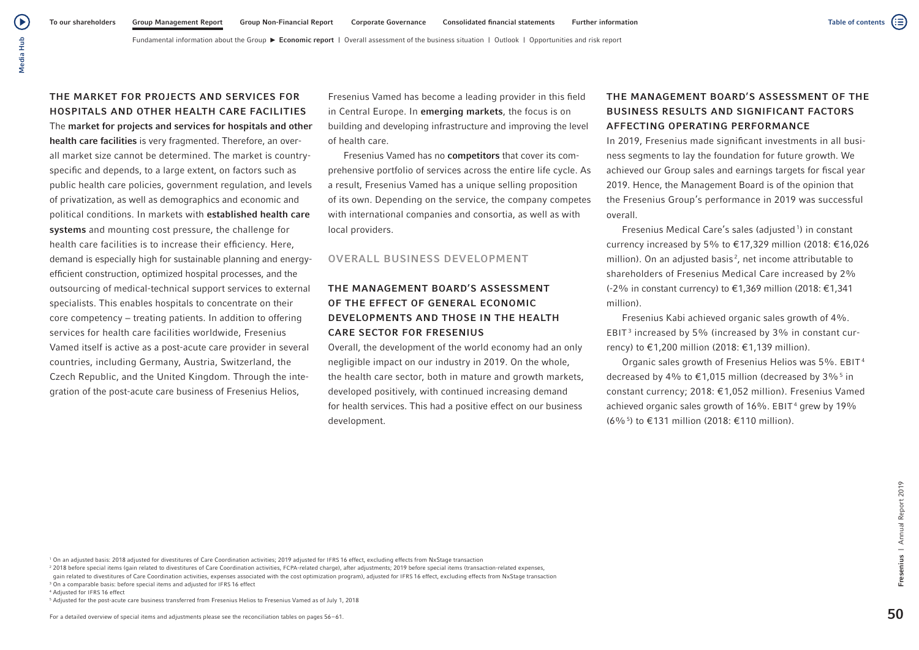## THE MARKET FOR PROJECTS AND SERVICES FOR HOSPITALS AND OTHER HEALTH CARE FACILITIES

The **market for projects and services for hospitals and other health care facilities** is very fragmented. Therefore, an overall market size cannot be determined. The market is country-specific and depends, to a large extent, on factors such as public health care policies, government regulation, and levels of privatization, as well as demographics and economic and political conditions. In markets with **established health care systems** and mounting cost pressure, the challenge for health care facilities is to increase their efficiency. Here, demand is especially high for sustainable planning and energy-efficient construction, optimized hospital processes, and the outsourcing of medical-technical support services to external specialists. This enables hospitals to concentrate on their core competency – treating patients. In addition to offering services for health care facilities worldwide, Fresenius Vamed itself is active as a post-acute care provider in several countries, including Germany, Austria, Switzerland, the Czech Republic, and the United Kingdom. Through the integration of the post-acute care business of Fresenius Helios, Fresenius Vamed has become a leading provider in this field in Central Europe. In **emerging markets**, the focus is on building and developing infrastructure and improving the level of health care.

Fresenius Vamed has no **competitors** that cover its comprehensive portfolio of services across the entire life cycle. As a result, Fresenius Vamed has a unique selling proposition of its own. Depending on the service, the company competes with international companies and consortia, as well as with local providers.

# OVERALL BUSINESS DEVELOPMENT

## THE MANAGEMENT BOARD'S ASSESSMENT OF THE EFFECT OF GENERAL ECONOMIC DEVELOPMENTS AND THOSE IN THE HEALTH CARE SECTOR FOR FRESENIUS

Overall, the development of the world economy had an only negligible impact on our industry in 2019. On the whole, the health care sector, both in mature and growth markets, developed positively, with continued increasing demand for health services. This had a positive effect on our business development.

## THE MANAGEMENT BOARD'S ASSESSMENT OF THE BUSINESS RESULTS AND SIGNIFICANT FACTORS AFFECTING OPERATING PERFORMANCE

In 2019, Fresenius made significant investments in all business segments to lay the foundation for future growth. We achieved our Group sales and earnings targets for fiscal year 2019. Hence, the Management Board is of the opinion that the Fresenius Group's performance in 2019 was successful overall.

Fresenius Medical Care's sales (adjusted[1]) in constant currency increased by 5% to €17,329 million (2018: €16,026 million). On an adjusted basis[2], net income attributable to shareholders of Fresenius Medical Care increased by 2% (-2% in constant currency) to €1,369 million (2018: €1,341 million).

Fresenius Kabi achieved organic sales growth of 4%. EBIT[3] increased by 5% (increased by 3% in constant currency) to €1,200 million (2018: €1,139 million).

Organic sales growth of Fresenius Helios was 5%. EBIT[4] decreased by 4% to €1,015 million (decreased by 3%[5] in constant currency; 2018: €1,052 million). Fresenius Vamed achieved organic sales growth of 16%. EBIT[4] grew by 19% (6%[5]) to €131 million (2018: €110 million).

[1] On an adjusted basis: 2018 adjusted for divestitures of Care Coordination activities; 2019 adjusted for IFRS 16 effect, excluding effects from NxStage transaction
[2] 2018 before special items (gain related to divestitures of Care Coordination activities, FCPA-related charge), after adjustments; 2019 before special items (transaction-related expenses, gain related to divestitures of Care Coordination activities, expenses associated with the cost optimization program), adjusted for IFRS 16 effect, excluding effects from NxStage transaction
[3] On a comparable basis: before special items and adjusted for IFRS 16 effect
[4] Adjusted for IFRS 16 effect
[5] Adjusted for the post-acute care business transferred from Fresenius Helios to Fresenius Vamed as of July 1, 2018

For a detailed overview of special items and adjustments please see the reconciliation tables on pages 56–61.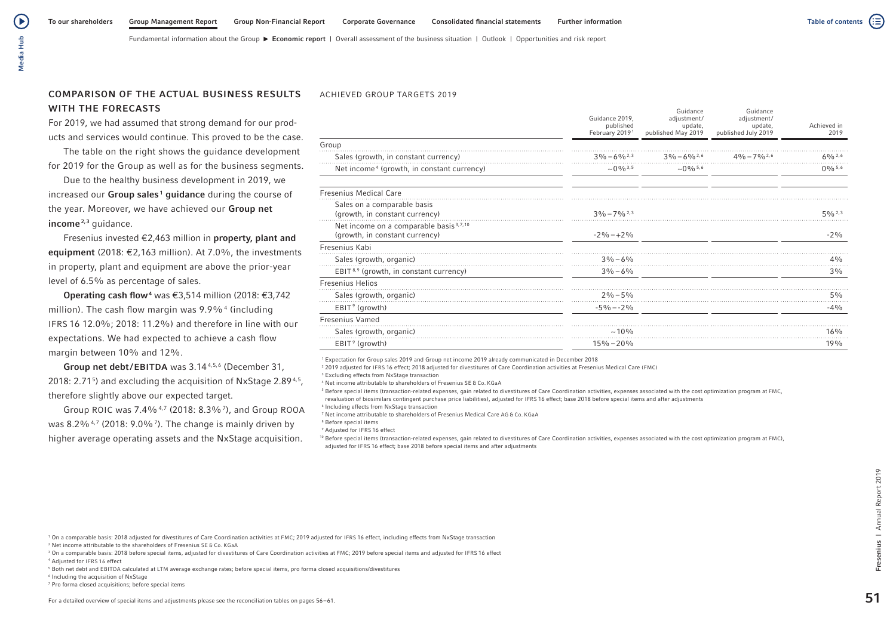## COMPARISON OF THE ACTUAL BUSINESS RESULTS WITH THE FORECASTS

For 2019, we had assumed that strong demand for our products and services would continue. This proved to be the case.

The table on the right shows the guidance development for 2019 for the Group as well as for the business segments.

Due to the healthy business development in 2019, we increased our **Group sales[1] guidance** during the course of the year. Moreover, we have achieved our **Group net income[2,3]** guidance.

Fresenius invested €2,463 million in **property, plant and equipment** (2018: €2,163 million). At 7.0%, the investments in property, plant and equipment are above the prior-year level of 6.5% as percentage of sales.

**Operating cash flow[4]** was €3,514 million (2018: €3,742 million). The cash flow margin was 9.9%[4] (including IFRS 16 12.0%; 2018: 11.2%) and therefore in line with our expectations. We had expected to achieve a cash flow margin between 10% and 12%.

**Group net debt/EBITDA** was 3.14[4,5,6] (December 31, 2018: 2.71[5]) and excluding the acquisition of NxStage 2.89[4,5], therefore slightly above our expected target.

Group ROIC was 7.4%[4,7] (2018: 8.3%[7]), and Group ROOA was 8.2%[4,7] (2018: 9.0%[7]). The change is mainly driven by higher average operating assets and the NxStage acquisition.

ACHIEVED GROUP TARGETS 2019

| | Guidance 2019, published February 2019[1] | Guidance adjustment/ update, published May 2019 | Guidance adjustment/ update, published July 2019 | Achieved in 2019 |
|---|---|---|---|---|
| **Group** | | | | |
| Sales (growth, in constant currency) | 3%–6%[2,3] | 3%–6%[2,6] | 4%–7%[2,6] | 6%[2,6] |
| Net income[4] (growth, in constant currency) | ~0%[3,5] | ~0%[5,6] | | 0%[5,6] |
| **Fresenius Medical Care** | | | | |
| Sales on a comparable basis (growth, in constant currency) | 3%–7%[2,3] | | | 5%[2,3] |
| Net income on a comparable basis[3,7,10] (growth, in constant currency) | -2%–+2% | | | -2% |
| **Fresenius Kabi** | | | | |
| Sales (growth, organic) | 3%–6% | | | 4% |
| EBIT[8,9] (growth, in constant currency) | 3%–6% | | | 3% |
| **Fresenius Helios** | | | | |
| Sales (growth, organic) | 2%–5% | | | 5% |
| EBIT[9] (growth) | -5%–-2% | | | -4% |
| **Fresenius Vamed** | | | | |
| Sales (growth, organic) | ~10% | | | 16% |
| EBIT[9] (growth) | 15%–20% | | | 19% |

[1] Expectation for Group sales 2019 and Group net income 2019 already communicated in December 2018
[2] 2019 adjusted for IFRS 16 effect; 2018 adjusted for divestitures of Care Coordination activities at Fresenius Medical Care (FMC)
[3] Excluding effects from NxStage transaction
[4] Net income attributable to shareholders of Fresenius SE & Co. KGaA
[5] Before special items (transaction-related expenses, gain related to divestitures of Care Coordination activities, expenses associated with the cost optimization program at FMC, revaluation of biosimilars contingent purchase price liabilities), adjusted for IFRS 16 effect; base 2018 before special items and after adjustments
[6] Including effects from NxStage transaction
[7] Net income attributable to shareholders of Fresenius Medical Care AG & Co. KGaA
[8] Before special items
[9] Adjusted for IFRS 16 effect
[10] Before special items (transaction-related expenses, gain related to divestitures of Care Coordination activities, expenses associated with the cost optimization program at FMC), adjusted for IFRS 16 effect; base 2018 before special items and after adjustments

[1] On a comparable basis: 2018 adjusted for divestitures of Care Coordination activities at FMC; 2019 adjusted for IFRS 16 effect, including effects from NxStage transaction
[2] Net income attributable to the shareholders of Fresenius SE & Co. KGaA
[3] On a comparable basis: 2018 before special items, adjusted for divestitures of Care Coordination activities at FMC; 2019 before special items and adjusted for IFRS 16 effect
[4] Adjusted for IFRS 16 effect
[5] Both net debt and EBITDA calculated at LTM average exchange rates; before special items, pro forma closed acquisitions/divestitures
[6] Including the acquisition of NxStage
[7] Pro forma closed acquisitions; before special items

For a detailed overview of special items and adjustments please see the reconciliation tables on pages 56–61.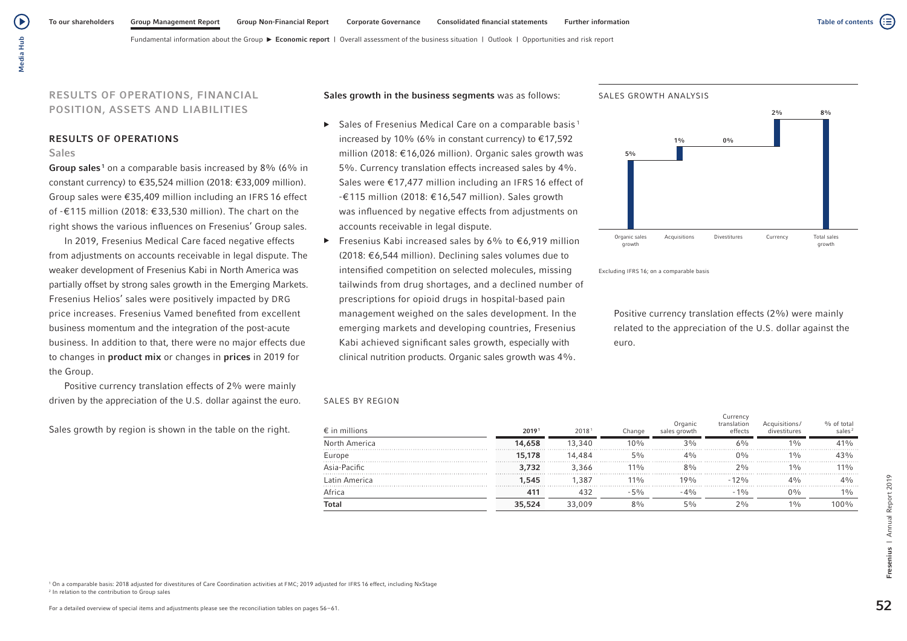## RESULTS OF OPERATIONS, FINANCIAL POSITION, ASSETS AND LIABILITIES

### RESULTS OF OPERATIONS

#### Sales

**Group sales**[1] on a comparable basis increased by 8% (6% in constant currency) to €35,524 million (2018: €33,009 million). Group sales were €35,409 million including an IFRS 16 effect of -€115 million (2018: €33,530 million). The chart on the right shows the various influences on Fresenius' Group sales.

In 2019, Fresenius Medical Care faced negative effects from adjustments on accounts receivable in legal dispute. The weaker development of Fresenius Kabi in North America was partially offset by strong sales growth in the Emerging Markets. Fresenius Helios' sales were positively impacted by DRG price increases. Fresenius Vamed benefited from excellent business momentum and the integration of the post-acute business. In addition to that, there were no major effects due to changes in **product mix** or changes in **prices** in 2019 for the Group.

Positive currency translation effects of 2% were mainly driven by the appreciation of the U.S. dollar against the euro.

Sales growth by region is shown in the table on the right.

**Sales growth in the business segments** was as follows:

- Sales of Fresenius Medical Care on a comparable basis[1] increased by 10% (6% in constant currency) to €17,592 million (2018: €16,026 million). Organic sales growth was 5%. Currency translation effects increased sales by 4%. Sales were €17,477 million including an IFRS 16 effect of -€115 million (2018: €16,547 million). Sales growth was influenced by negative effects from adjustments on accounts receivable in legal dispute.
- Fresenius Kabi increased sales by 6% to €6,919 million (2018: €6,544 million). Declining sales volumes due to intensified competition on selected molecules, missing tailwinds from drug shortages, and a declined number of prescriptions for opioid drugs in hospital-based pain management weighed on the sales development. In the emerging markets and developing countries, Fresenius Kabi achieved significant sales growth, especially with clinical nutrition products. Organic sales growth was 4%.

SALES GROWTH ANALYSIS

| Organic sales growth | Acquisitions | Divestitures | Currency | Total sales growth |
|---|---|---|---|---|
| 5% | 1% | 0% | 2% | 8% |

Excluding IFRS 16; on a comparable basis

Positive currency translation effects (2%) were mainly related to the appreciation of the U.S. dollar against the euro.

SALES BY REGION

| € in millions | 2019[1] | 2018[1] | Change | Organic sales growth | Currency translation effects | Acquisitions/ divestitures | % of total sales[2] |
|---|---|---|---|---|---|---|---|
| North America | **14,658** | 13,340 | 10% | 3% | 6% | 1% | 41% |
| Europe | **15,178** | 14,484 | 5% | 4% | 0% | 1% | 43% |
| Asia-Pacific | **3,732** | 3,366 | 11% | 8% | 2% | 1% | 11% |
| Latin America | **1,545** | 1,387 | 11% | 19% | -12% | 4% | 4% |
| Africa | **411** | 432 | -5% | -4% | -1% | 0% | 1% |
| **Total** | **35,524** | 33,009 | 8% | 5% | 2% | 1% | 100% |

[1] On a comparable basis: 2018 adjusted for divestitures of Care Coordination activities at FMC; 2019 adjusted for IFRS 16 effect, including NxStage
[2] In relation to the contribution to Group sales

For a detailed overview of special items and adjustments please see the reconciliation tables on pages 56–61.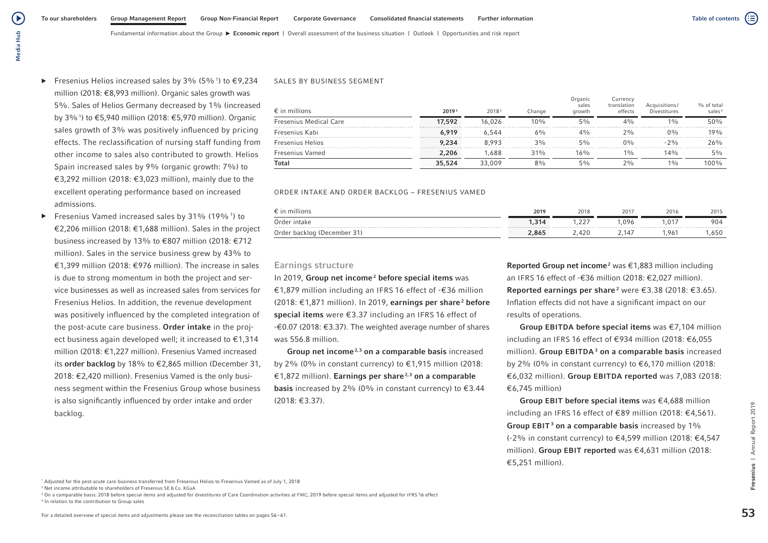- Fresenius Helios increased sales by 3% (5%[1]) to €9,234 million (2018: €8,993 million). Organic sales growth was 5%. Sales of Helios Germany decreased by 1% (increased by 3%[1]) to €5,940 million (2018: €5,970 million). Organic sales growth of 3% was positively influenced by pricing effects. The reclassification of nursing staff funding from other income to sales also contributed to growth. Helios Spain increased sales by 9% (organic growth: 7%) to €3,292 million (2018: €3,023 million), mainly due to the excellent operating performance based on increased admissions.
- Fresenius Vamed increased sales by 31% (19%[1]) to €2,206 million (2018: €1,688 million). Sales in the project business increased by 13% to €807 million (2018: €712 million). Sales in the service business grew by 43% to €1,399 million (2018: €976 million). The increase in sales is due to strong momentum in both the project and service businesses as well as increased sales from services for Fresenius Helios. In addition, the revenue development was positively influenced by the completed integration of the post-acute care business. **Order intake** in the project business again developed well; it increased to €1,314 million (2018: €1,227 million). Fresenius Vamed increased its **order backlog** by 18% to €2,865 million (December 31, 2018: €2,420 million). Fresenius Vamed is the only business segment within the Fresenius Group whose business is also significantly influenced by order intake and order backlog.

SALES BY BUSINESS SEGMENT

| € in millions | 2019[3] | 2018[3] | Change | Organic sales growth | Currency translation effects | Acquisitions/ Divestitures | % of total sales[4] |
|---|---|---|---|---|---|---|---|
| Fresenius Medical Care | **17,592** | 16,026 | 10% | 5% | 4% | 1% | 50% |
| Fresenius Kabi | **6,919** | 6,544 | 6% | 4% | 2% | 0% | 19% |
| Fresenius Helios | **9,234** | 8,993 | 3% | 5% | 0% | -2% | 26% |
| Fresenius Vamed | **2,206** | 1,688 | 31% | 16% | 1% | 14% | 5% |
| **Total** | **35,524** | 33,009 | 8% | 5% | 2% | 1% | 100% |

ORDER INTAKE AND ORDER BACKLOG – FRESENIUS VAMED

| € in millions | 2019 | 2018 | 2017 | 2016 | 2015 |
|---|---|---|---|---|---|
| Order intake | **1,314** | 1,227 | 1,096 | 1,017 | 904 |
| Order backlog (December 31) | **2,865** | 2,420 | 2,147 | 1,961 | 1,650 |

## Earnings structure

In 2019, **Group net income[2] before special items** was €1,879 million including an IFRS 16 effect of -€36 million (2018: €1,871 million). In 2019, **earnings per share[2] before special items** were €3.37 including an IFRS 16 effect of -€0.07 (2018: €3.37). The weighted average number of shares was 556.8 million.

**Group net income[2,3] on a comparable basis** increased by 2% (0% in constant currency) to €1,915 million (2018: €1,872 million). **Earnings per share[2,3] on a comparable basis** increased by 2% (0% in constant currency) to €3.44 (2018: €3.37).

**Reported Group net income[2]** was €1,883 million including an IFRS 16 effect of -€36 million (2018: €2,027 million). **Reported earnings per share[2]** were €3.38 (2018: €3.65). Inflation effects did not have a significant impact on our results of operations.

**Group EBITDA before special items** was €7,104 million including an IFRS 16 effect of €934 million (2018: €6,055 million). **Group EBITDA[3] on a comparable basis** increased by 2% (0% in constant currency) to €6,170 million (2018: €6,032 million). **Group EBITDA reported** was 7,083 (2018: €6,745 million)

**Group EBIT before special items** was €4,688 million including an IFRS 16 effect of €89 million (2018: €4,561). **Group EBIT[3] on a comparable basis** increased by 1% (-2% in constant currency) to €4,599 million (2018: €4,547 million). **Group EBIT reported** was €4,631 million (2018: €5,251 million).

[1] Adjusted for the post-acute care business transferred from Fresenius Helios to Fresenius Vamed as of July 1, 2018
[2] Net income attributable to shareholders of Fresenius SE & Co. KGaA
[3] On a comparable basis: 2018 before special items and adjusted for divestitures of Care Coordination activities at FMC; 2019 before special items and adjusted for IFRS 16 effect
[4] In relation to the contribution to Group sales

For a detailed overview of special items and adjustments please see the reconciliation tables on pages 56–61.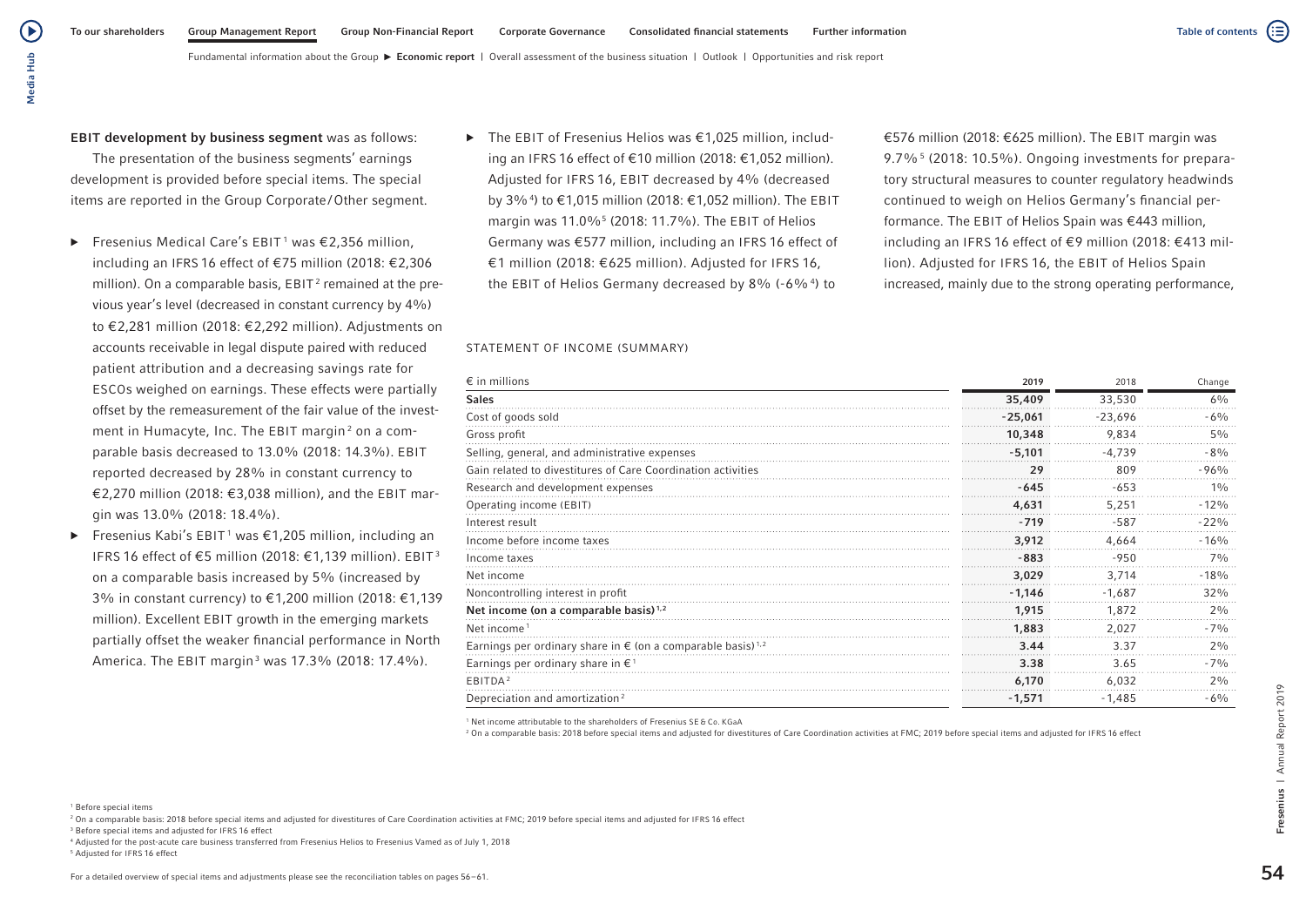**EBIT development by business segment** was as follows:

The presentation of the business segments' earnings development is provided before special items. The special items are reported in the Group Corporate/Other segment.

- Fresenius Medical Care's EBIT[1] was €2,356 million, including an IFRS 16 effect of €75 million (2018: €2,306 million). On a comparable basis, EBIT[2] remained at the previous year's level (decreased in constant currency by 4%) to €2,281 million (2018: €2,292 million). Adjustments on accounts receivable in legal dispute paired with reduced patient attribution and a decreasing savings rate for ESCOs weighed on earnings. These effects were partially offset by the remeasurement of the fair value of the investment in Humacyte, Inc. The EBIT margin[2] on a comparable basis decreased to 13.0% (2018: 14.3%). EBIT reported decreased by 28% in constant currency to €2,270 million (2018: €3,038 million), and the EBIT margin was 13.0% (2018: 18.4%).
- Fresenius Kabi's EBIT[1] was €1,205 million, including an IFRS 16 effect of €5 million (2018: €1,139 million). EBIT[3] on a comparable basis increased by 5% (increased by 3% in constant currency) to €1,200 million (2018: €1,139 million). Excellent EBIT growth in the emerging markets partially offset the weaker financial performance in North America. The EBIT margin[3] was 17.3% (2018: 17.4%).
- The EBIT of Fresenius Helios was €1,025 million, including an IFRS 16 effect of €10 million (2018: €1,052 million). Adjusted for IFRS 16, EBIT decreased by 4% (decreased by 3%[4]) to €1,015 million (2018: €1,052 million). The EBIT margin was 11.0%[5] (2018: 11.7%). The EBIT of Helios Germany was €577 million, including an IFRS 16 effect of €1 million (2018: €625 million). Adjusted for IFRS 16, the EBIT of Helios Germany decreased by 8% (-6%[4]) to €576 million (2018: €625 million). The EBIT margin was 9.7%[5] (2018: 10.5%). Ongoing investments for preparatory structural measures to counter regulatory headwinds continued to weigh on Helios Germany's financial performance. The EBIT of Helios Spain was €443 million, including an IFRS 16 effect of €9 million (2018: €413 million). Adjusted for IFRS 16, the EBIT of Helios Spain increased, mainly due to the strong operating performance,

[1] Before special items
[2] On a comparable basis: 2018 before special items and adjusted for divestitures of Care Coordination activities at FMC; 2019 before special items and adjusted for IFRS 16 effect
[3] Before special items and adjusted for IFRS 16 effect
[4] Adjusted for the post-acute care business transferred from Fresenius Helios to Fresenius Vamed as of July 1, 2018
[5] Adjusted for IFRS 16 effect

For a detailed overview of special items and adjustments please see the reconciliation tables on pages 56–61.

STATEMENT OF INCOME (SUMMARY)

| € in millions | 2019 | 2018 | Change |
|---|---|---|---|
| **Sales** | **35,409** | 33,530 | 6% |
| Cost of goods sold | **-25,061** | -23,696 | -6% |
| Gross profit | **10,348** | 9,834 | 5% |
| Selling, general, and administrative expenses | **-5,101** | -4,739 | -8% |
| Gain related to divestitures of Care Coordination activities | **29** | 809 | -96% |
| Research and development expenses | **-645** | -653 | 1% |
| Operating income (EBIT) | **4,631** | 5,251 | -12% |
| Interest result | **-719** | -587 | -22% |
| Income before income taxes | **3,912** | 4,664 | -16% |
| Income taxes | **-883** | -950 | 7% |
| Net income | **3,029** | 3,714 | -18% |
| Noncontrolling interest in profit | **-1,146** | -1,687 | 32% |
| **Net income (on a comparable basis)[1,2]** | **1,915** | 1,872 | 2% |
| Net income[1] | **1,883** | 2,027 | -7% |
| Earnings per ordinary share in € (on a comparable basis)[1,2] | **3.44** | 3.37 | 2% |
| Earnings per ordinary share in €[1] | **3.38** | 3.65 | -7% |
| EBITDA[2] | **6,170** | 6,032 | 2% |
| Depreciation and amortization[2] | **-1,571** | -1,485 | -6% |

[1] Net income attributable to the shareholders of Fresenius SE & Co. KGaA
[2] On a comparable basis: 2018 before special items and adjusted for divestitures of Care Coordination activities at FMC; 2019 before special items and adjusted for IFRS 16 effect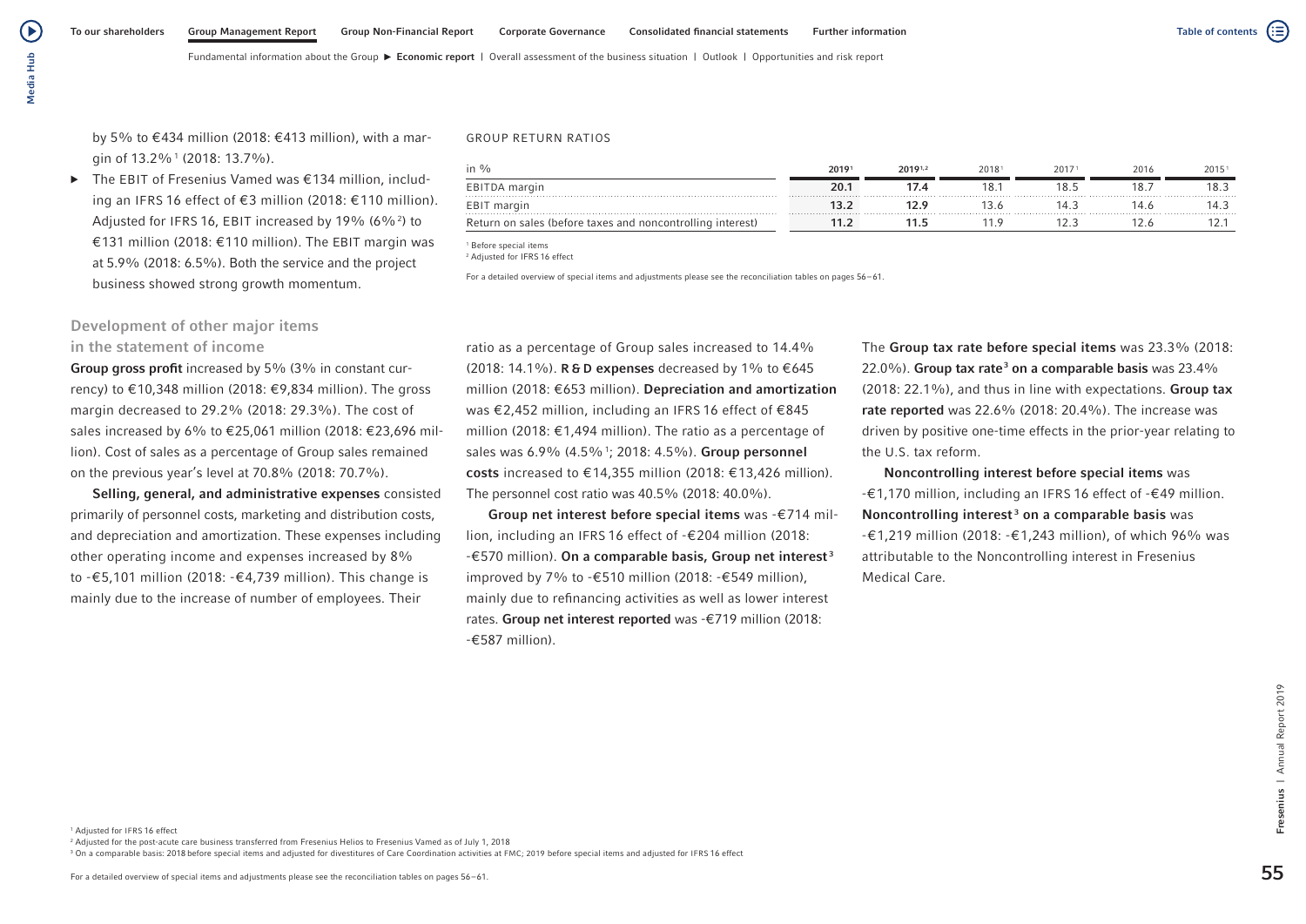by 5% to €434 million (2018: €413 million), with a margin of 13.2%[1] (2018: 13.7%).

- The EBIT of Fresenius Vamed was €134 million, including an IFRS 16 effect of €3 million (2018: €110 million). Adjusted for IFRS 16, EBIT increased by 19% (6%[2]) to €131 million (2018: €110 million). The EBIT margin was at 5.9% (2018: 6.5%). Both the service and the project business showed strong growth momentum.

GROUP RETURN RATIOS

| in % | 2019[1] | 2019[1,2] | 2018[1] | 2017[1] | 2016 | 2015[1] |
|---|---|---|---|---|---|---|
| EBITDA margin | **20.1** | **17.4** | 18.1 | 18.5 | 18.7 | 18.3 |
| EBIT margin | **13.2** | **12.9** | 13.6 | 14.3 | 14.6 | 14.3 |
| Return on sales (before taxes and noncontrolling interest) | **11.2** | **11.5** | 11.9 | 12.3 | 12.6 | 12.1 |

[1] Before special items
[2] Adjusted for IFRS 16 effect

For a detailed overview of special items and adjustments please see the reconciliation tables on pages 56–61.

## Development of other major items in the statement of income

**Group gross profit** increased by 5% (3% in constant currency) to €10,348 million (2018: €9,834 million). The gross margin decreased to 29.2% (2018: 29.3%). The cost of sales increased by 6% to €25,061 million (2018: €23,696 million). Cost of sales as a percentage of Group sales remained on the previous year's level at 70.8% (2018: 70.7%).

**Selling, general, and administrative expenses** consisted primarily of personnel costs, marketing and distribution costs, and depreciation and amortization. These expenses including other operating income and expenses increased by 8% to -€5,101 million (2018: -€4,739 million). This change is mainly due to the increase of number of employees. Their ratio as a percentage of Group sales increased to 14.4% (2018: 14.1%). **R & D expenses** decreased by 1% to €645 million (2018: €653 million). **Depreciation and amortization** was €2,452 million, including an IFRS 16 effect of €845 million (2018: €1,494 million). The ratio as a percentage of sales was 6.9% (4.5%[1]; 2018: 4.5%). **Group personnel costs** increased to €14,355 million (2018: €13,426 million). The personnel cost ratio was 40.5% (2018: 40.0%).

**Group net interest before special items** was -€714 million, including an IFRS 16 effect of -€204 million (2018: -€570 million). **On a comparable basis, Group net interest**[3] improved by 7% to -€510 million (2018: -€549 million), mainly due to refinancing activities as well as lower interest rates. **Group net interest reported** was -€719 million (2018: -€587 million).

The **Group tax rate before special items** was 23.3% (2018: 22.0%). **Group tax rate**[3] **on a comparable basis** was 23.4% (2018: 22.1%), and thus in line with expectations. **Group tax rate reported** was 22.6% (2018: 20.4%). The increase was driven by positive one-time effects in the prior-year relating to the U.S. tax reform.

**Noncontrolling interest before special items** was -€1,170 million, including an IFRS 16 effect of -€49 million. **Noncontrolling interest**[3] **on a comparable basis** was -€1,219 million (2018: -€1,243 million), of which 96% was attributable to the Noncontrolling interest in Fresenius Medical Care.

[1] Adjusted for IFRS 16 effect
[2] Adjusted for the post-acute care business transferred from Fresenius Helios to Fresenius Vamed as of July 1, 2018
[3] On a comparable basis: 2018 before special items and adjusted for divestitures of Care Coordination activities at FMC; 2019 before special items and adjusted for IFRS 16 effect

For a detailed overview of special items and adjustments please see the reconciliation tables on pages 56–61.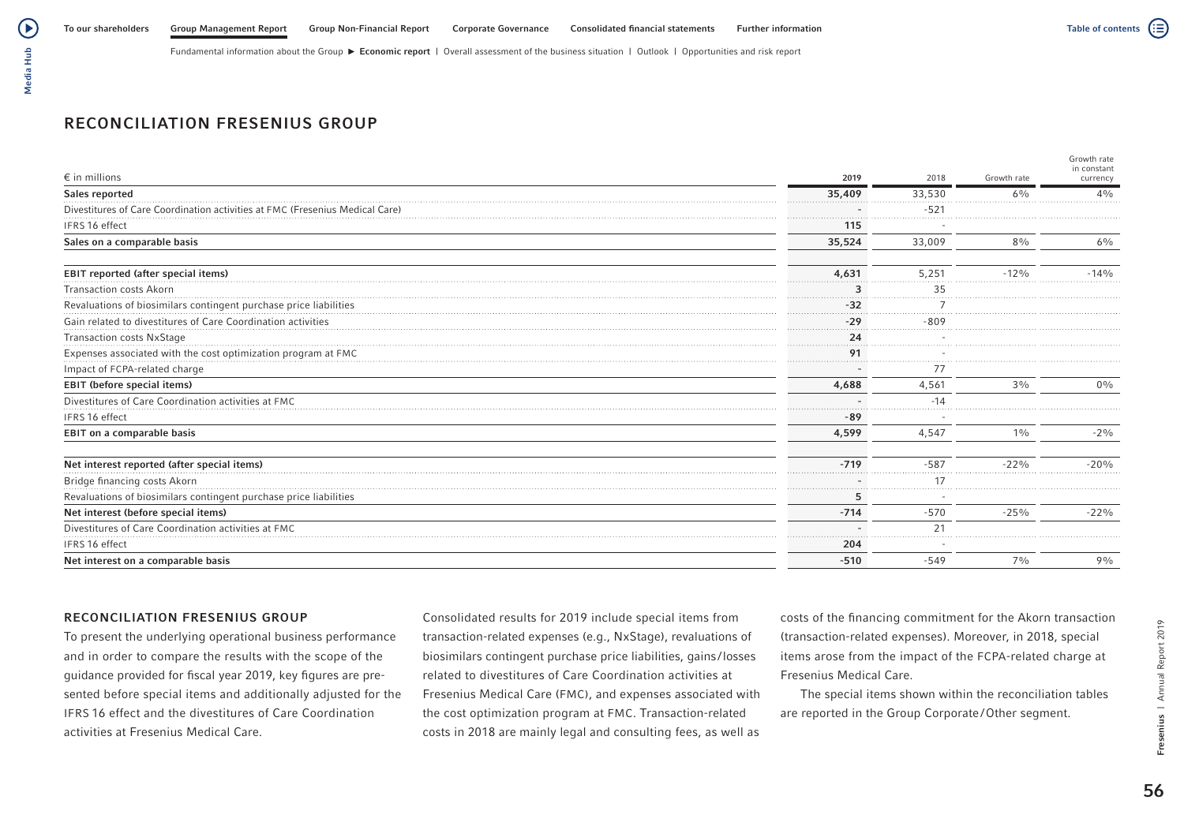## RECONCILIATION FRESENIUS GROUP

| € in millions | 2019 | 2018 | Growth rate | Growth rate in constant currency |
|---|---|---|---|---|
| **Sales reported** | **35,409** | 33,530 | 6% | 4% |
| Divestitures of Care Coordination activities at FMC (Fresenius Medical Care) | - | -521 | | |
| IFRS 16 effect | **115** | - | | |
| **Sales on a comparable basis** | **35,524** | 33,009 | 8% | 6% |
| | | | | |
| **EBIT reported (after special items)** | **4,631** | 5,251 | -12% | -14% |
| Transaction costs Akorn | **3** | 35 | | |
| Revaluations of biosimilars contingent purchase price liabilities | **-32** | 7 | | |
| Gain related to divestitures of Care Coordination activities | **-29** | -809 | | |
| Transaction costs NxStage | **24** | - | | |
| Expenses associated with the cost optimization program at FMC | **91** | - | | |
| Impact of FCPA-related charge | - | 77 | | |
| **EBIT (before special items)** | **4,688** | 4,561 | 3% | 0% |
| Divestitures of Care Coordination activities at FMC | - | -14 | | |
| IFRS 16 effect | **-89** | - | | |
| **EBIT on a comparable basis** | **4,599** | 4,547 | 1% | -2% |
| | | | | |
| **Net interest reported (after special items)** | **-719** | -587 | -22% | -20% |
| Bridge financing costs Akorn | - | 17 | | |
| Revaluations of biosimilars contingent purchase price liabilities | **5** | - | | |
| **Net interest (before special items)** | **-714** | -570 | -25% | -22% |
| Divestitures of Care Coordination activities at FMC | - | 21 | | |
| IFRS 16 effect | **204** | - | | |
| **Net interest on a comparable basis** | **-510** | -549 | 7% | 9% |

### RECONCILIATION FRESENIUS GROUP

To present the underlying operational business performance and in order to compare the results with the scope of the guidance provided for fiscal year 2019, key figures are presented before special items and additionally adjusted for the IFRS 16 effect and the divestitures of Care Coordination activities at Fresenius Medical Care.

Consolidated results for 2019 include special items from transaction-related expenses (e.g., NxStage), revaluations of biosimilars contingent purchase price liabilities, gains/losses related to divestitures of Care Coordination activities at Fresenius Medical Care (FMC), and expenses associated with the cost optimization program at FMC. Transaction-related costs in 2018 are mainly legal and consulting fees, as well as costs of the financing commitment for the Akorn transaction (transaction-related expenses). Moreover, in 2018, special items arose from the impact of the FCPA-related charge at Fresenius Medical Care.

The special items shown within the reconciliation tables are reported in the Group Corporate/Other segment.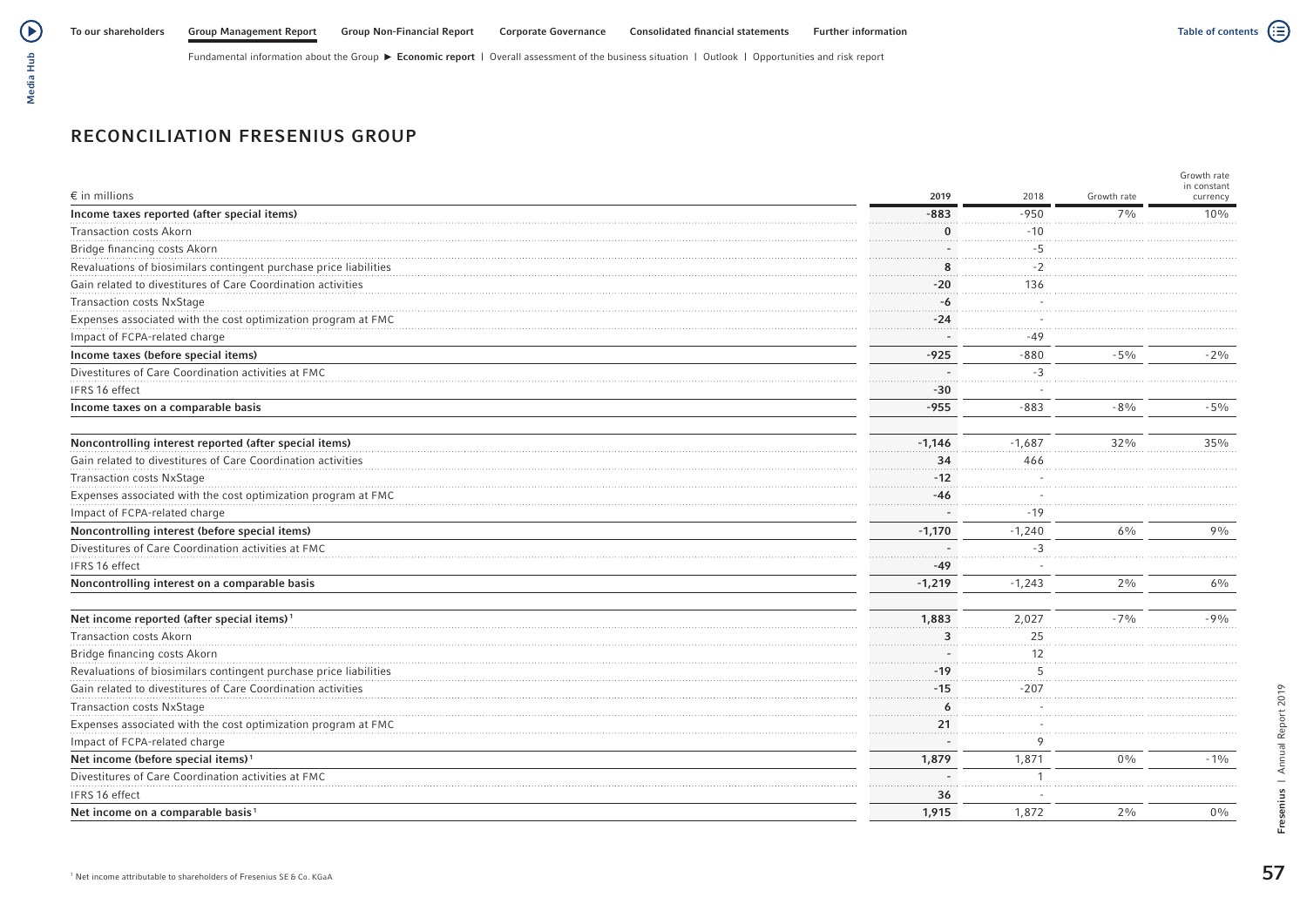## RECONCILIATION FRESENIUS GROUP

| € in millions | 2019 | 2018 | Growth rate | Growth rate in constant currency |
|---|---|---|---|---|
| **Income taxes reported (after special items)** | **-883** | -950 | 7% | 10% |
| Transaction costs Akorn | 0 | -10 | | |
| Bridge financing costs Akorn | - | -5 | | |
| Revaluations of biosimilars contingent purchase price liabilities | 8 | -2 | | |
| Gain related to divestitures of Care Coordination activities | -20 | 136 | | |
| Transaction costs NxStage | -6 | - | | |
| Expenses associated with the cost optimization program at FMC | -24 | - | | |
| Impact of FCPA-related charge | - | -49 | | |
| **Income taxes (before special items)** | **-925** | -880 | -5% | -2% |
| Divestitures of Care Coordination activities at FMC | - | -3 | | |
| IFRS 16 effect | -30 | - | | |
| **Income taxes on a comparable basis** | **-955** | -883 | -8% | -5% |
| | | | | |
| **Noncontrolling interest reported (after special items)** | **-1,146** | -1,687 | 32% | 35% |
| Gain related to divestitures of Care Coordination activities | 34 | 466 | | |
| Transaction costs NxStage | -12 | - | | |
| Expenses associated with the cost optimization program at FMC | -46 | - | | |
| Impact of FCPA-related charge | - | -19 | | |
| **Noncontrolling interest (before special items)** | **-1,170** | -1,240 | 6% | 9% |
| Divestitures of Care Coordination activities at FMC | - | -3 | | |
| IFRS 16 effect | -49 | - | | |
| **Noncontrolling interest on a comparable basis** | **-1,219** | -1,243 | 2% | 6% |
| | | | | |
| **Net income reported (after special items)** [1] | **1,883** | 2,027 | -7% | -9% |
| Transaction costs Akorn | 3 | 25 | | |
| Bridge financing costs Akorn | - | 12 | | |
| Revaluations of biosimilars contingent purchase price liabilities | -19 | 5 | | |
| Gain related to divestitures of Care Coordination activities | -15 | -207 | | |
| Transaction costs NxStage | 6 | - | | |
| Expenses associated with the cost optimization program at FMC | 21 | - | | |
| Impact of FCPA-related charge | - | 9 | | |
| **Net income (before special items)** [1] | **1,879** | 1,871 | 0% | -1% |
| Divestitures of Care Coordination activities at FMC | - | 1 | | |
| IFRS 16 effect | 36 | - | | |
| **Net income on a comparable basis** [1] | **1,915** | 1,872 | 2% | 0% |

[1] Net income attributable to shareholders of Fresenius SE & Co. KGaA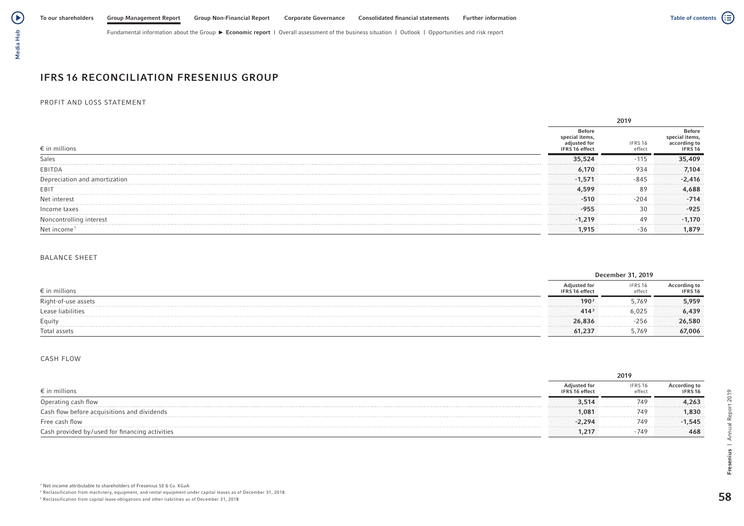# IFRS 16 RECONCILIATION FRESENIUS GROUP

## PROFIT AND LOSS STATEMENT

| € in millions | 2019 | | |
|---|---|---|---|
| | Before special items, adjusted for IFRS 16 effect | IFRS 16 effect | Before special items, according to IFRS 16 |
| Sales | **35,524** | -115 | **35,409** |
| EBITDA | **6,170** | 934 | **7,104** |
| Depreciation and amortization | **-1,571** | -845 | **-2,416** |
| EBIT | **4,599** | 89 | **4,688** |
| Net interest | **-510** | -204 | **-714** |
| Income taxes | **-955** | 30 | **-925** |
| Noncontrolling interest | **-1,219** | 49 | **-1,170** |
| Net income[1] | **1,915** | -36 | **1,879** |

## BALANCE SHEET

| € in millions | December 31, 2019 | | |
|---|---|---|---|
| | Adjusted for IFRS 16 effect | IFRS 16 effect | According to IFRS 16 |
| Right-of-use assets | **190**[2] | 5,769 | **5,959** |
| Lease liabilities | **414**[3] | 6,025 | **6,439** |
| Equity | **26,836** | -256 | **26,580** |
| Total assets | **61,237** | 5,769 | **67,006** |

## CASH FLOW

| € in millions | 2019 | | |
|---|---|---|---|
| | Adjusted for IFRS 16 effect | IFRS 16 effect | According to IFRS 16 |
| Operating cash flow | **3,514** | 749 | **4,263** |
| Cash flow before acquisitions and dividends | **1,081** | 749 | **1,830** |
| Free cash flow | **-2,294** | 749 | **-1,545** |
| Cash provided by/used for financing activities | **1,217** | -749 | **468** |

[1] Net income attributable to shareholders of Fresenius SE & Co. KGaA

[2] Reclassification from machinery, equipment, and rental equipment under capital leases as of December 31, 2018

[3] Reclassification from capital lease obligations and other liabilities as of December 31, 2018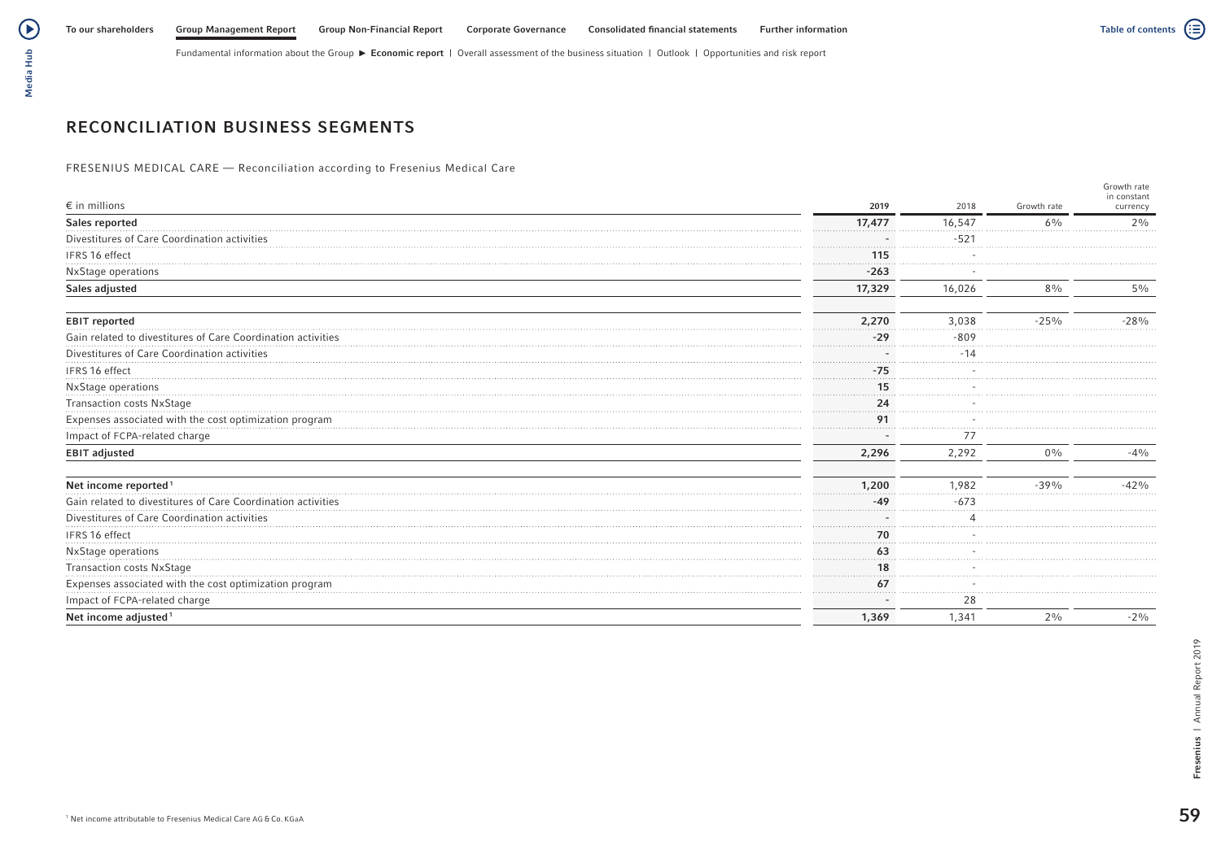## RECONCILIATION BUSINESS SEGMENTS

FRESENIUS MEDICAL CARE — Reconciliation according to Fresenius Medical Care

| € in millions | 2019 | 2018 | Growth rate | Growth rate in constant currency |
|---|---|---|---|---|
| **Sales reported** | **17,477** | 16,547 | 6% | 2% |
| Divestitures of Care Coordination activities | - | -521 | | |
| IFRS 16 effect | 115 | - | | |
| NxStage operations | -263 | - | | |
| **Sales adjusted** | **17,329** | 16,026 | 8% | 5% |
| | | | | |
| **EBIT reported** | **2,270** | 3,038 | -25% | -28% |
| Gain related to divestitures of Care Coordination activities | -29 | -809 | | |
| Divestitures of Care Coordination activities | - | -14 | | |
| IFRS 16 effect | -75 | - | | |
| NxStage operations | 15 | - | | |
| Transaction costs NxStage | 24 | - | | |
| Expenses associated with the cost optimization program | 91 | - | | |
| Impact of FCPA-related charge | - | 77 | | |
| **EBIT adjusted** | **2,296** | 2,292 | 0% | -4% |
| | | | | |
| **Net income reported**[1] | **1,200** | 1,982 | -39% | -42% |
| Gain related to divestitures of Care Coordination activities | -49 | -673 | | |
| Divestitures of Care Coordination activities | - | 4 | | |
| IFRS 16 effect | 70 | - | | |
| NxStage operations | 63 | - | | |
| Transaction costs NxStage | 18 | - | | |
| Expenses associated with the cost optimization program | 67 | - | | |
| Impact of FCPA-related charge | - | 28 | | |
| **Net income adjusted**[1] | **1,369** | 1,341 | 2% | -2% |

[1] Net income attributable to Fresenius Medical Care AG & Co. KGaA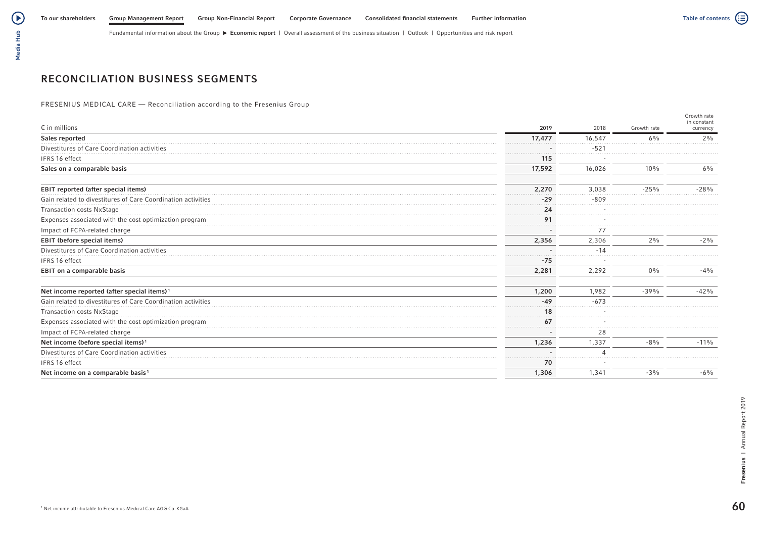## RECONCILIATION BUSINESS SEGMENTS

FRESENIUS MEDICAL CARE — Reconciliation according to the Fresenius Group

| € in millions | 2019 | 2018 | Growth rate | Growth rate in constant currency |
|---|---|---|---|---|
| **Sales reported** | **17,477** | 16,547 | 6% | 2% |
| Divestitures of Care Coordination activities | - | -521 | | |
| IFRS 16 effect | **115** | - | | |
| **Sales on a comparable basis** | **17,592** | 16,026 | 10% | 6% |
| | | | | |
| **EBIT reported (after special items)** | **2,270** | 3,038 | -25% | -28% |
| Gain related to divestitures of Care Coordination activities | **-29** | -809 | | |
| Transaction costs NxStage | **24** | - | | |
| Expenses associated with the cost optimization program | **91** | - | | |
| Impact of FCPA-related charge | - | 77 | | |
| **EBIT (before special items)** | **2,356** | 2,306 | 2% | -2% |
| Divestitures of Care Coordination activities | - | -14 | | |
| IFRS 16 effect | **-75** | - | | |
| **EBIT on a comparable basis** | **2,281** | 2,292 | 0% | -4% |
| | | | | |
| **Net income reported (after special items)**[1] | **1,200** | 1,982 | -39% | -42% |
| Gain related to divestitures of Care Coordination activities | **-49** | -673 | | |
| Transaction costs NxStage | **18** | - | | |
| Expenses associated with the cost optimization program | **67** | - | | |
| Impact of FCPA-related charge | - | 28 | | |
| **Net income (before special items)**[1] | **1,236** | 1,337 | -8% | -11% |
| Divestitures of Care Coordination activities | - | 4 | | |
| IFRS 16 effect | **70** | - | | |
| **Net income on a comparable basis**[1] | **1,306** | 1,341 | -3% | -6% |

[1] Net income attributable to Fresenius Medical Care AG & Co. KGaA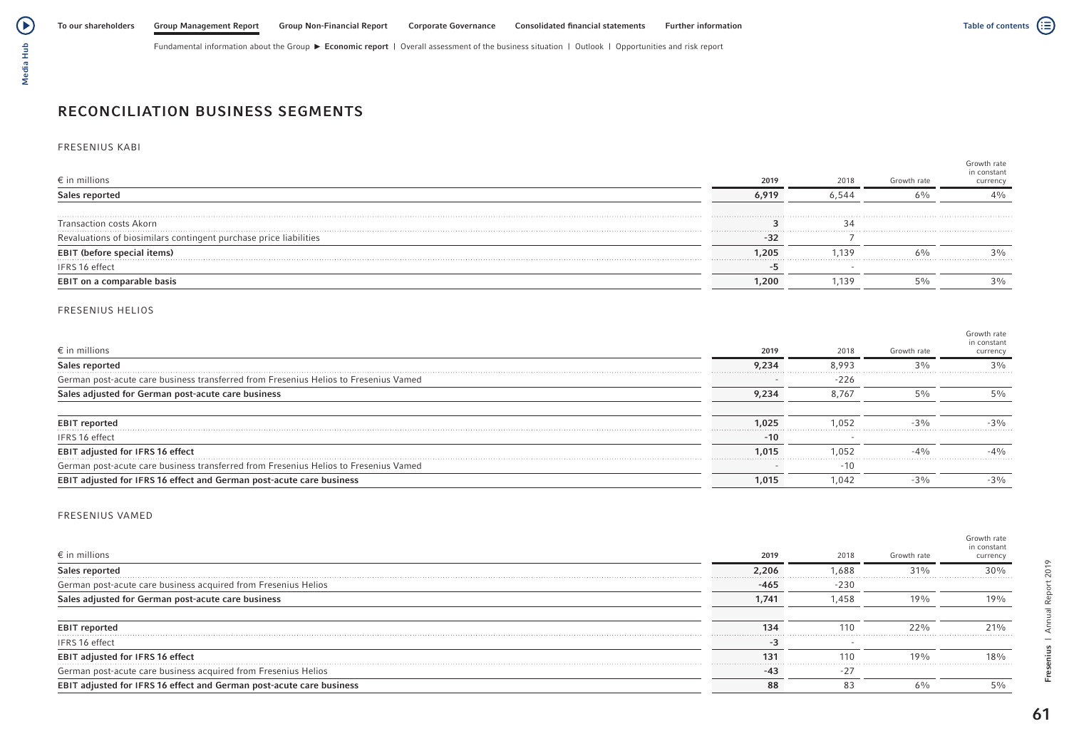## RECONCILIATION BUSINESS SEGMENTS

### FRESENIUS KABI

| € in millions | 2019 | 2018 | Growth rate | Growth rate in constant currency |
|---|---|---|---|---|
| **Sales reported** | **6,919** | 6,544 | 6% | 4% |
| | | | | |
| Transaction costs Akorn | 3 | 34 | | |
| Revaluations of biosimilars contingent purchase price liabilities | -32 | 7 | | |
| **EBIT (before special items)** | **1,205** | 1,139 | 6% | 3% |
| IFRS 16 effect | -5 | - | | |
| **EBIT on a comparable basis** | **1,200** | 1,139 | 5% | 3% |

### FRESENIUS HELIOS

| € in millions | 2019 | 2018 | Growth rate | Growth rate in constant currency |
|---|---|---|---|---|
| **Sales reported** | **9,234** | 8,993 | 3% | 3% |
| German post-acute care business transferred from Fresenius Helios to Fresenius Vamed | - | -226 | | |
| **Sales adjusted for German post-acute care business** | **9,234** | 8,767 | 5% | 5% |
| | | | | |
| **EBIT reported** | **1,025** | 1,052 | -3% | -3% |
| IFRS 16 effect | -10 | - | | |
| **EBIT adjusted for IFRS 16 effect** | **1,015** | 1,052 | -4% | -4% |
| German post-acute care business transferred from Fresenius Helios to Fresenius Vamed | - | -10 | | |
| **EBIT adjusted for IFRS 16 effect and German post-acute care business** | **1,015** | 1,042 | -3% | -3% |

### FRESENIUS VAMED

| € in millions | 2019 | 2018 | Growth rate | Growth rate in constant currency |
|---|---|---|---|---|
| **Sales reported** | **2,206** | 1,688 | 31% | 30% |
| German post-acute care business acquired from Fresenius Helios | -465 | -230 | | |
| **Sales adjusted for German post-acute care business** | **1,741** | 1,458 | 19% | 19% |
| | | | | |
| **EBIT reported** | **134** | 110 | 22% | 21% |
| IFRS 16 effect | -3 | - | | |
| **EBIT adjusted for IFRS 16 effect** | **131** | 110 | 19% | 18% |
| German post-acute care business acquired from Fresenius Helios | -43 | -27 | | |
| **EBIT adjusted for IFRS 16 effect and German post-acute care business** | **88** | 83 | 6% | 5% |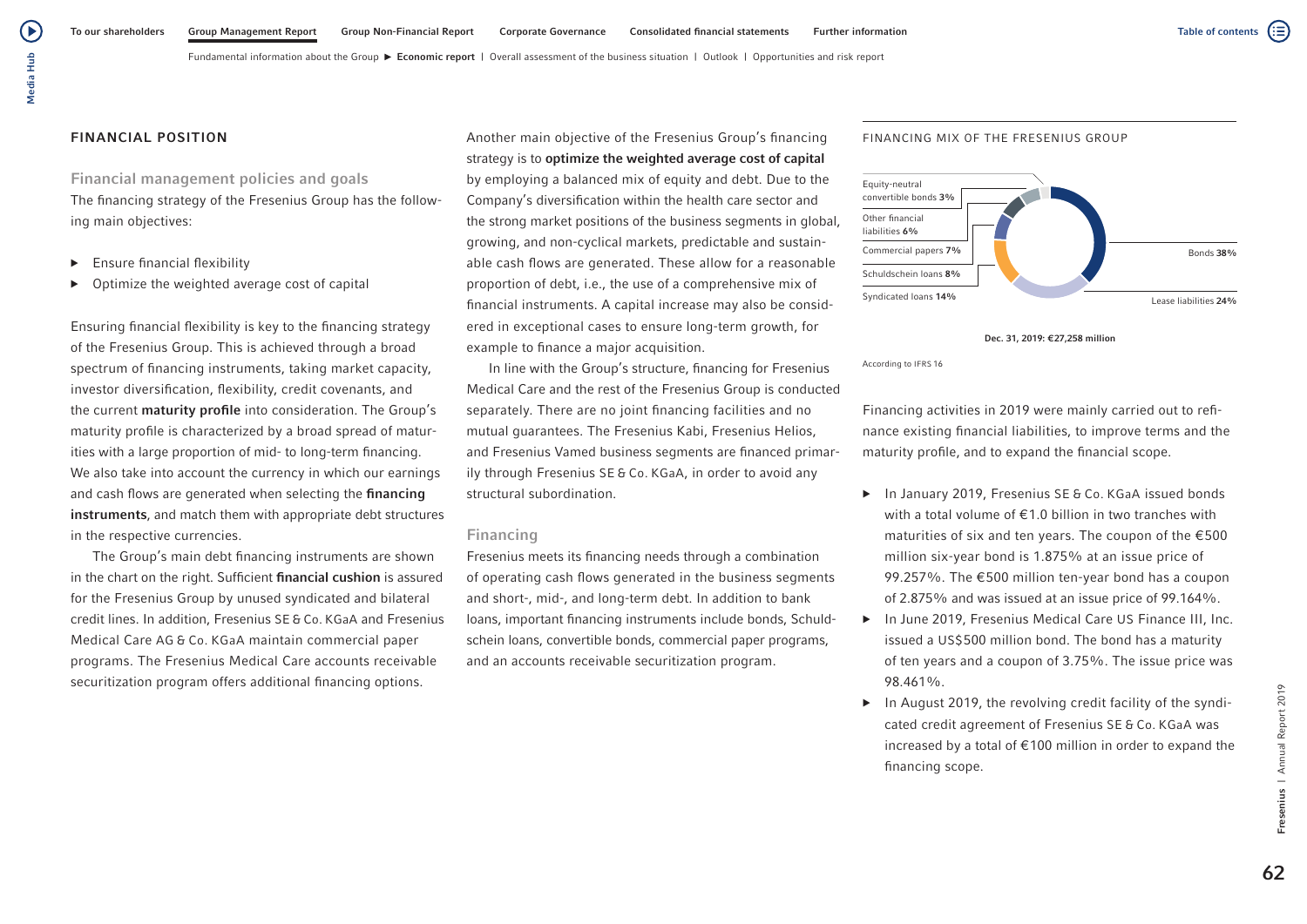## FINANCIAL POSITION

### Financial management policies and goals

The financing strategy of the Fresenius Group has the following main objectives:

- Ensure financial flexibility
- Optimize the weighted average cost of capital

Ensuring financial flexibility is key to the financing strategy of the Fresenius Group. This is achieved through a broad spectrum of financing instruments, taking market capacity, investor diversification, flexibility, credit covenants, and the current **maturity profile** into consideration. The Group's maturity profile is characterized by a broad spread of maturities with a large proportion of mid- to long-term financing. We also take into account the currency in which our earnings and cash flows are generated when selecting the **financing instruments**, and match them with appropriate debt structures in the respective currencies.

The Group's main debt financing instruments are shown in the chart on the right. Sufficient **financial cushion** is assured for the Fresenius Group by unused syndicated and bilateral credit lines. In addition, Fresenius SE & Co. KGaA and Fresenius Medical Care AG & Co. KGaA maintain commercial paper programs. The Fresenius Medical Care accounts receivable securitization program offers additional financing options.

Another main objective of the Fresenius Group's financing strategy is to **optimize the weighted average cost of capital** by employing a balanced mix of equity and debt. Due to the Company's diversification within the health care sector and the strong market positions of the business segments in global, growing, and non-cyclical markets, predictable and sustainable cash flows are generated. These allow for a reasonable proportion of debt, i.e., the use of a comprehensive mix of financial instruments. A capital increase may also be considered in exceptional cases to ensure long-term growth, for example to finance a major acquisition.

In line with the Group's structure, financing for Fresenius Medical Care and the rest of the Fresenius Group is conducted separately. There are no joint financing facilities and no mutual guarantees. The Fresenius Kabi, Fresenius Helios, and Fresenius Vamed business segments are financed primarily through Fresenius SE & Co. KGaA, in order to avoid any structural subordination.

### Financing

Fresenius meets its financing needs through a combination of operating cash flows generated in the business segments and short-, mid-, and long-term debt. In addition to bank loans, important financing instruments include bonds, Schuldschein loans, convertible bonds, commercial paper programs, and an accounts receivable securitization program.

FINANCING MIX OF THE FRESENIUS GROUP

| Instrument | Share |
|---|---|
| Bonds | 38% |
| Lease liabilities | 24% |
| Syndicated loans | 14% |
| Schuldschein loans | 8% |
| Commercial papers | 7% |
| Other financial liabilities | 6% |
| Equity-neutral convertible bonds | 3% |

Dec. 31, 2019: €27,258 million

According to IFRS 16

Financing activities in 2019 were mainly carried out to refinance existing financial liabilities, to improve terms and the maturity profile, and to expand the financial scope.

- In January 2019, Fresenius SE & Co. KGaA issued bonds with a total volume of €1.0 billion in two tranches with maturities of six and ten years. The coupon of the €500 million six-year bond is 1.875% at an issue price of 99.257%. The €500 million ten-year bond has a coupon of 2.875% and was issued at an issue price of 99.164%.
- In June 2019, Fresenius Medical Care US Finance III, Inc. issued a US$500 million bond. The bond has a maturity of ten years and a coupon of 3.75%. The issue price was 98.461%.
- In August 2019, the revolving credit facility of the syndicated credit agreement of Fresenius SE & Co. KGaA was increased by a total of €100 million in order to expand the financing scope.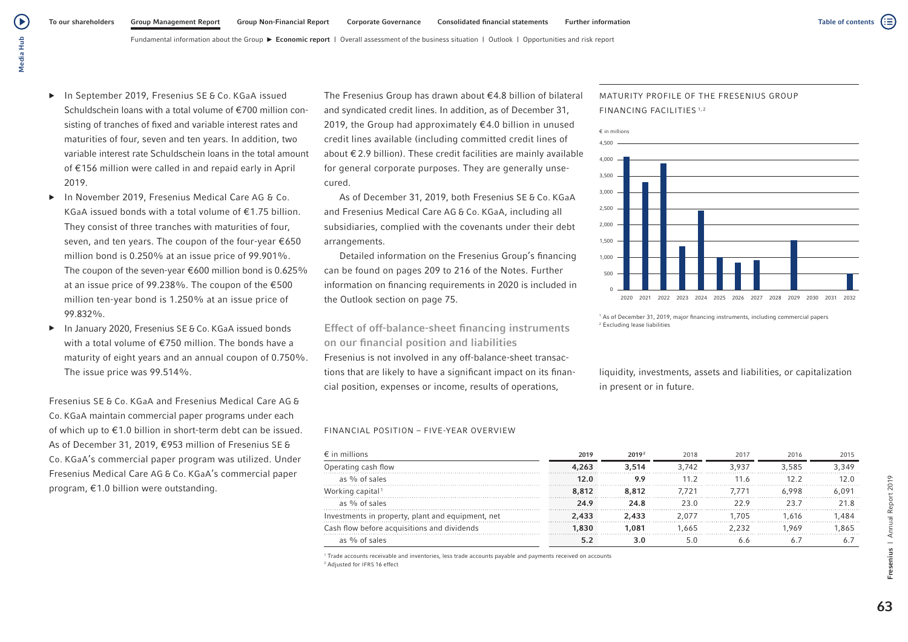- In September 2019, Fresenius SE & Co. KGaA issued Schuldschein loans with a total volume of €700 million consisting of tranches of fixed and variable interest rates and maturities of four, seven and ten years. In addition, two variable interest rate Schuldschein loans in the total amount of €156 million were called in and repaid early in April 2019.
- In November 2019, Fresenius Medical Care AG & Co. KGaA issued bonds with a total volume of €1.75 billion. They consist of three tranches with maturities of four, seven, and ten years. The coupon of the four-year €650 million bond is 0.250% at an issue price of 99.901%. The coupon of the seven-year €600 million bond is 0.625% at an issue price of 99.238%. The coupon of the €500 million ten-year bond is 1.250% at an issue price of 99.832%.
- In January 2020, Fresenius SE & Co. KGaA issued bonds with a total volume of €750 million. The bonds have a maturity of eight years and an annual coupon of 0.750%. The issue price was 99.514%.

Fresenius SE & Co. KGaA and Fresenius Medical Care AG & Co. KGaA maintain commercial paper programs under each of which up to €1.0 billion in short-term debt can be issued. As of December 31, 2019, €953 million of Fresenius SE & Co. KGaA's commercial paper program was utilized. Under Fresenius Medical Care AG & Co. KGaA's commercial paper program, €1.0 billion were outstanding.

The Fresenius Group has drawn about €4.8 billion of bilateral and syndicated credit lines. In addition, as of December 31, 2019, the Group had approximately €4.0 billion in unused credit lines available (including committed credit lines of about €2.9 billion). These credit facilities are mainly available for general corporate purposes. They are generally unsecured.

As of December 31, 2019, both Fresenius SE & Co. KGaA and Fresenius Medical Care AG & Co. KGaA, including all subsidiaries, complied with the covenants under their debt arrangements.

Detailed information on the Fresenius Group's financing can be found on pages 209 to 216 of the Notes. Further information on financing requirements in 2020 is included in the Outlook section on page 75.

MATURITY PROFILE OF THE FRESENIUS GROUP FINANCING FACILITIES [1, 2]

€ in millions

| Year | 2020 | 2021 | 2022 | 2023 | 2024 | 2025 | 2026 | 2027 | 2028 | 2029 | 2030 | 2031 | 2032 |
|---|---|---|---|---|---|---|---|---|---|---|---|---|---|
| approx. | 4,100 | 3,300 | 3,900 | 1,300 | 2,450 | 1,000 | 850 | 900 | 0 | 1,500 | 0 | 0 | 500 |

[1] As of December 31, 2019, major financing instruments, including commercial papers
[2] Excluding lease liabilities

## Effect of off-balance-sheet financing instruments on our financial position and liabilities

Fresenius is not involved in any off-balance-sheet transactions that are likely to have a significant impact on its financial position, expenses or income, results of operations, liquidity, investments, assets and liabilities, or capitalization in present or in future.

FINANCIAL POSITION – FIVE-YEAR OVERVIEW

| € in millions | 2019 | 2019[2] | 2018 | 2017 | 2016 | 2015 |
|---|---|---|---|---|---|---|
| Operating cash flow | **4,263** | **3,514** | 3,742 | 3,937 | 3,585 | 3,349 |
| as % of sales | **12.0** | **9.9** | 11.2 | 11.6 | 12.2 | 12.0 |
| Working capital[1] | **8,812** | **8,812** | 7,721 | 7,771 | 6,998 | 6,091 |
| as % of sales | **24.9** | **24.8** | 23.0 | 22.9 | 23.7 | 21.8 |
| Investments in property, plant and equipment, net | **2,433** | **2,433** | 2,077 | 1,705 | 1,616 | 1,484 |
| Cash flow before acquisitions and dividends | **1,830** | **1,081** | 1,665 | 2,232 | 1,969 | 1,865 |
| as % of sales | **5.2** | **3.0** | 5.0 | 6.6 | 6.7 | 6.7 |

[1] Trade accounts receivable and inventories, less trade accounts payable and payments received on accounts
[2] Adjusted for IFRS 16 effect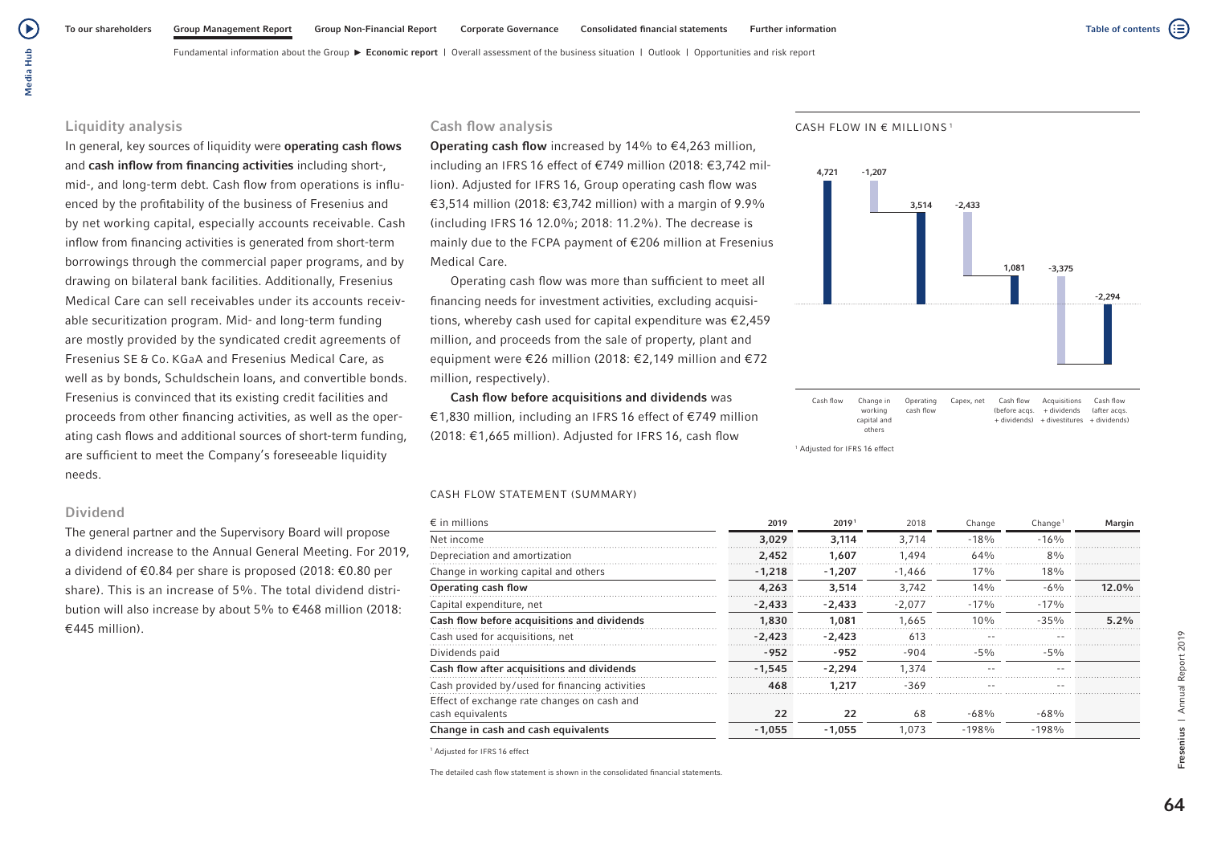## Liquidity analysis

In general, key sources of liquidity were **operating cash flows** and **cash inflow from financing activities** including short-, mid-, and long-term debt. Cash flow from operations is influenced by the profitability of the business of Fresenius and by net working capital, especially accounts receivable. Cash inflow from financing activities is generated from short-term borrowings through the commercial paper programs, and by drawing on bilateral bank facilities. Additionally, Fresenius Medical Care can sell receivables under its accounts receivable securitization program. Mid- and long-term funding are mostly provided by the syndicated credit agreements of Fresenius SE & Co. KGaA and Fresenius Medical Care, as well as by bonds, Schuldschein loans, and convertible bonds. Fresenius is convinced that its existing credit facilities and proceeds from other financing activities, as well as the operating cash flows and additional sources of short-term funding, are sufficient to meet the Company's foreseeable liquidity needs.

## Dividend

The general partner and the Supervisory Board will propose a dividend increase to the Annual General Meeting. For 2019, a dividend of €0.84 per share is proposed (2018: €0.80 per share). This is an increase of 5%. The total dividend distribution will also increase by about 5% to €468 million (2018: €445 million).

## Cash flow analysis

**Operating cash flow** increased by 14% to €4,263 million, including an IFRS 16 effect of €749 million (2018: €3,742 million). Adjusted for IFRS 16, Group operating cash flow was €3,514 million (2018: €3,742 million) with a margin of 9.9% (including IFRS 16 12.0%; 2018: 11.2%). The decrease is mainly due to the FCPA payment of €206 million at Fresenius Medical Care.

Operating cash flow was more than sufficient to meet all financing needs for investment activities, excluding acquisitions, whereby cash used for capital expenditure was €2,459 million, and proceeds from the sale of property, plant and equipment were €26 million (2018: €2,149 million and €72 million, respectively).

**Cash flow before acquisitions and dividends** was €1,830 million, including an IFRS 16 effect of €749 million (2018: €1,665 million). Adjusted for IFRS 16, cash flow

CASH FLOW IN € MILLIONS[1]

| Cash flow | Change in working capital and others | Operating cash flow | Capex, net | Cash flow (before acqs. + dividends) | Acquisitions + dividends + divestitures | Cash flow (after acqs. + dividends) |
|---|---|---|---|---|---|---|
| 4,721 | -1,207 | 3,514 | -2,433 | 1,081 | -3,375 | -2,294 |

[1] Adjusted for IFRS 16 effect

CASH FLOW STATEMENT (SUMMARY)

| € in millions | 2019 | 2019[1] | 2018 | Change | Change[1] | Margin |
|---|---|---|---|---|---|---|
| Net income | 3,029 | 3,114 | 3,714 | -18% | -16% | |
| Depreciation and amortization | 2,452 | 1,607 | 1,494 | 64% | 8% | |
| Change in working capital and others | -1,218 | -1,207 | -1,466 | 17% | 18% | |
| **Operating cash flow** | 4,263 | 3,514 | 3,742 | 14% | -6% | 12.0% |
| Capital expenditure, net | -2,433 | -2,433 | -2,077 | -17% | -17% | |
| **Cash flow before acquisitions and dividends** | 1,830 | 1,081 | 1,665 | 10% | -35% | 5.2% |
| Cash used for acquisitions, net | -2,423 | -2,423 | 613 | -- | -- | |
| Dividends paid | -952 | -952 | -904 | -5% | -5% | |
| **Cash flow after acquisitions and dividends** | -1,545 | -2,294 | 1,374 | -- | -- | |
| Cash provided by/used for financing activities | 468 | 1,217 | -369 | -- | -- | |
| Effect of exchange rate changes on cash and cash equivalents | 22 | 22 | 68 | -68% | -68% | |
| **Change in cash and cash equivalents** | -1,055 | -1,055 | 1,073 | -198% | -198% | |

[1] Adjusted for IFRS 16 effect

The detailed cash flow statement is shown in the consolidated financial statements.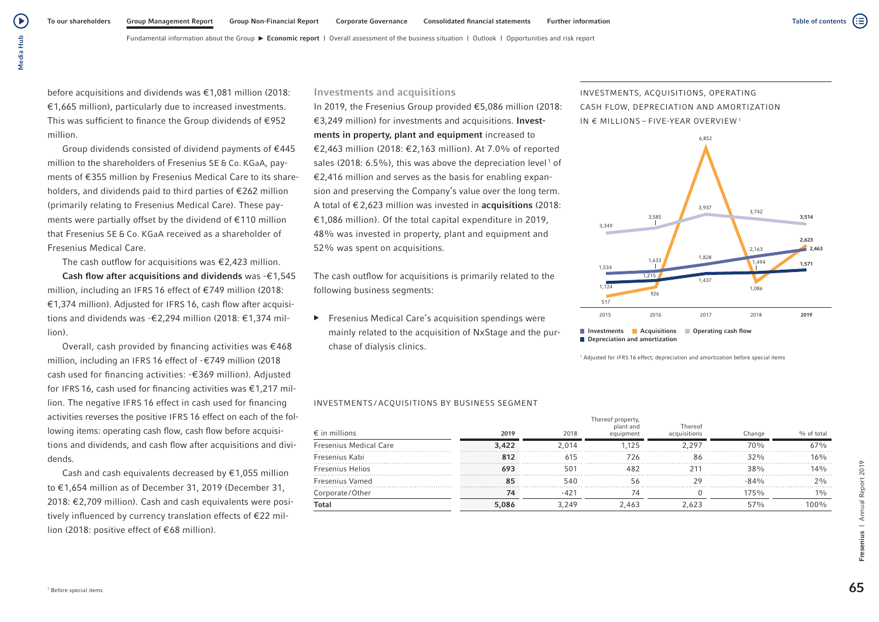before acquisitions and dividends was €1,081 million (2018: €1,665 million), particularly due to increased investments. This was sufficient to finance the Group dividends of €952 million.

Group dividends consisted of dividend payments of €445 million to the shareholders of Fresenius SE & Co. KGaA, payments of €355 million by Fresenius Medical Care to its shareholders, and dividends paid to third parties of €262 million (primarily relating to Fresenius Medical Care). These payments were partially offset by the dividend of €110 million that Fresenius SE & Co. KGaA received as a shareholder of Fresenius Medical Care.

The cash outflow for acquisitions was €2,423 million.

**Cash flow after acquisitions and dividends** was -€1,545 million, including an IFRS 16 effect of €749 million (2018: €1,374 million). Adjusted for IFRS 16, cash flow after acquisitions and dividends was -€2,294 million (2018: €1,374 million).

Overall, cash provided by financing activities was €468 million, including an IFRS 16 effect of -€749 million (2018 cash used for financing activities: -€369 million). Adjusted for IFRS 16, cash used for financing activities was €1,217 million. The negative IFRS 16 effect in cash used for financing activities reverses the positive IFRS 16 effect on each of the following items: operating cash flow, cash flow before acquisitions and dividends, and cash flow after acquisitions and dividends.

Cash and cash equivalents decreased by €1,055 million to €1,654 million as of December 31, 2019 (December 31, 2018: €2,709 million). Cash and cash equivalents were positively influenced by currency translation effects of €22 million (2018: positive effect of €68 million).

## Investments and acquisitions

In 2019, the Fresenius Group provided €5,086 million (2018: €3,249 million) for investments and acquisitions. **Investments in property, plant and equipment** increased to €2,463 million (2018: €2,163 million). At 7.0% of reported sales (2018: 6.5%), this was above the depreciation level[1] of €2,416 million and serves as the basis for enabling expansion and preserving the Company's value over the long term. A total of €2,623 million was invested in **acquisitions** (2018: €1,086 million). Of the total capital expenditure in 2019, 48% was invested in property, plant and equipment and 52% was spent on acquisitions.

The cash outflow for acquisitions is primarily related to the following business segments:

- Fresenius Medical Care's acquisition spendings were mainly related to the acquisition of NxStage and the purchase of dialysis clinics.

INVESTMENTS, ACQUISITIONS, OPERATING CASH FLOW, DEPRECIATION AND AMORTIZATION IN € MILLIONS – FIVE-YEAR OVERVIEW[1]

| | 2015 | 2016 | 2017 | 2018 | 2019 |
|---|---|---|---|---|---|
| Investments | 1,534 | 1,633 | 1,828 | 2,163 | 2,463 |
| Acquisitions | 517 | 926 | 6,852 | 1,086 | 2,623 |
| Operating cash flow | 3,349 | 3,585 | 3,937 | 3,742 | 3,514 |
| Depreciation and amortization | 1,124 | 1,215 | 1,437 | 1,494 | 1,571 |

[1] Adjusted for IFRS 16 effect; depreciation and amortization before special items

INVESTMENTS / ACQUISITIONS BY BUSINESS SEGMENT

| € in millions | 2019 | 2018 | Thereof property, plant and equipment | Thereof acquisitions | Change | % of total |
|---|---|---|---|---|---|---|
| Fresenius Medical Care | **3,422** | 2,014 | 1,125 | 2,297 | 70% | 67% |
| Fresenius Kabi | **812** | 615 | 726 | 86 | 32% | 16% |
| Fresenius Helios | **693** | 501 | 482 | 211 | 38% | 14% |
| Fresenius Vamed | **85** | 540 | 56 | 29 | -84% | 2% |
| Corporate/Other | **74** | -421 | 74 | 0 | 175% | 1% |
| **Total** | **5,086** | 3,249 | 2,463 | 2,623 | 57% | 100% |

[1] Before special items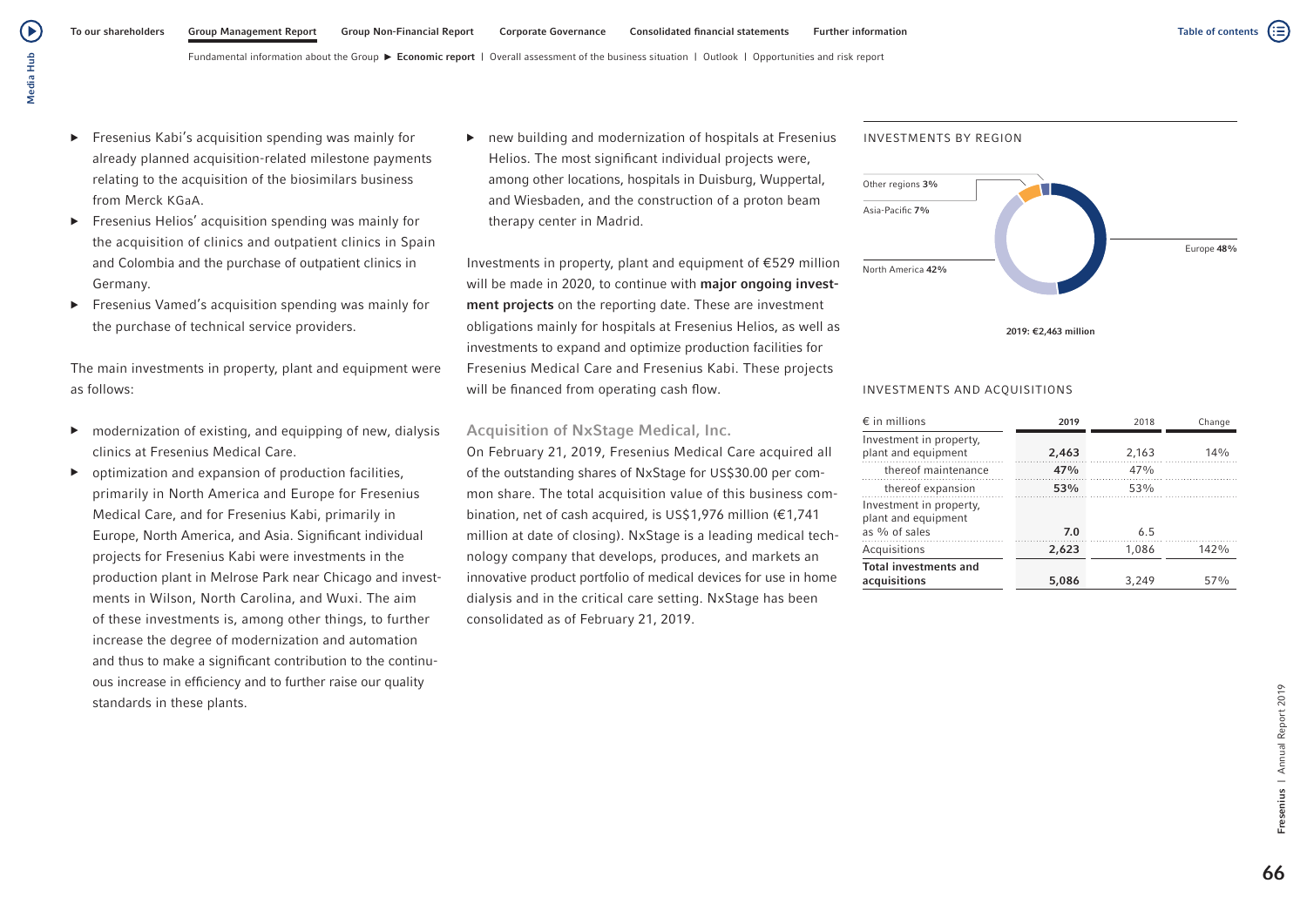- Fresenius Kabi's acquisition spending was mainly for already planned acquisition-related milestone payments relating to the acquisition of the biosimilars business from Merck KGaA.
- Fresenius Helios' acquisition spending was mainly for the acquisition of clinics and outpatient clinics in Spain and Colombia and the purchase of outpatient clinics in Germany.
- Fresenius Vamed's acquisition spending was mainly for the purchase of technical service providers.

The main investments in property, plant and equipment were as follows:

- modernization of existing, and equipping of new, dialysis clinics at Fresenius Medical Care.
- optimization and expansion of production facilities, primarily in North America and Europe for Fresenius Medical Care, and for Fresenius Kabi, primarily in Europe, North America, and Asia. Significant individual projects for Fresenius Kabi were investments in the production plant in Melrose Park near Chicago and investments in Wilson, North Carolina, and Wuxi. The aim of these investments is, among other things, to further increase the degree of modernization and automation and thus to make a significant contribution to the continuous increase in efficiency and to further raise our quality standards in these plants.
- new building and modernization of hospitals at Fresenius Helios. The most significant individual projects were, among other locations, hospitals in Duisburg, Wuppertal, and Wiesbaden, and the construction of a proton beam therapy center in Madrid.

Investments in property, plant and equipment of €529 million will be made in 2020, to continue with **major ongoing investment projects** on the reporting date. These are investment obligations mainly for hospitals at Fresenius Helios, as well as investments to expand and optimize production facilities for Fresenius Medical Care and Fresenius Kabi. These projects will be financed from operating cash flow.

## Acquisition of NxStage Medical, Inc.

On February 21, 2019, Fresenius Medical Care acquired all of the outstanding shares of NxStage for US$30.00 per common share. The total acquisition value of this business combination, net of cash acquired, is US$1,976 million (€1,741 million at date of closing). NxStage is a leading medical technology company that develops, produces, and markets an innovative product portfolio of medical devices for use in home dialysis and in the critical care setting. NxStage has been consolidated as of February 21, 2019.

INVESTMENTS BY REGION

- Europe 48%
- North America 42%
- Asia-Pacific 7%
- Other regions 3%

2019: €2,463 million

INVESTMENTS AND ACQUISITIONS

| € in millions | 2019 | 2018 | Change |
|---|---|---|---|
| Investment in property, plant and equipment | **2,463** | 2,163 | 14% |
| thereof maintenance | **47%** | 47% | |
| thereof expansion | **53%** | 53% | |
| Investment in property, plant and equipment as % of sales | **7.0** | 6.5 | |
| Acquisitions | **2,623** | 1,086 | 142% |
| **Total investments and acquisitions** | **5,086** | 3,249 | 57% |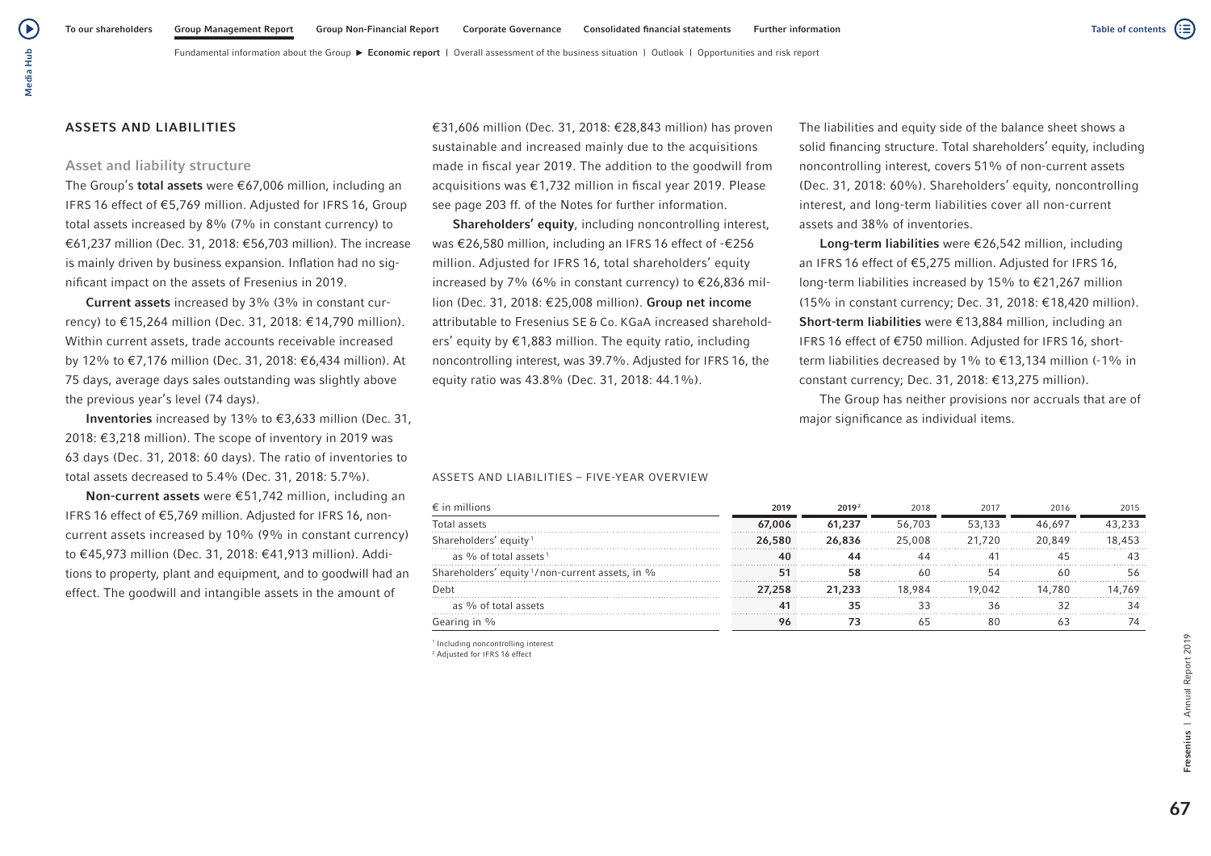## ASSETS AND LIABILITIES

### Asset and liability structure

The Group's **total assets** were €67,006 million, including an IFRS 16 effect of €5,769 million. Adjusted for IFRS 16, Group total assets increased by 8% (7% in constant currency) to €61,237 million (Dec. 31, 2018: €56,703 million). The increase is mainly driven by business expansion. Inflation had no significant impact on the assets of Fresenius in 2019.

**Current assets** increased by 3% (3% in constant currency) to €15,264 million (Dec. 31, 2018: €14,790 million). Within current assets, trade accounts receivable increased by 12% to €7,176 million (Dec. 31, 2018: €6,434 million). At 75 days, average days sales outstanding was slightly above the previous year's level (74 days).

**Inventories** increased by 13% to €3,633 million (Dec. 31, 2018: €3,218 million). The scope of inventory in 2019 was 63 days (Dec. 31, 2018: 60 days). The ratio of inventories to total assets decreased to 5.4% (Dec. 31, 2018: 5.7%).

**Non-current assets** were €51,742 million, including an IFRS 16 effect of €5,769 million. Adjusted for IFRS 16, non-current assets increased by 10% (9% in constant currency) to €45,973 million (Dec. 31, 2018: €41,913 million). Additions to property, plant and equipment, and to goodwill had an effect. The goodwill and intangible assets in the amount of €31,606 million (Dec. 31, 2018: €28,843 million) has proven sustainable and increased mainly due to the acquisitions made in fiscal year 2019. The addition to the goodwill from acquisitions was €1,732 million in fiscal year 2019. Please see page 203 ff. of the Notes for further information.

**Shareholders' equity**, including noncontrolling interest, was €26,580 million, including an IFRS 16 effect of -€256 million. Adjusted for IFRS 16, total shareholders' equity increased by 7% (6% in constant currency) to €26,836 million (Dec. 31, 2018: €25,008 million). **Group net income** attributable to Fresenius SE & Co. KGaA increased shareholders' equity by €1,883 million. The equity ratio, including noncontrolling interest, was 39.7%. Adjusted for IFRS 16, the equity ratio was 43.8% (Dec. 31, 2018: 44.1%).

The liabilities and equity side of the balance sheet shows a solid financing structure. Total shareholders' equity, including noncontrolling interest, covers 51% of non-current assets (Dec. 31, 2018: 60%). Shareholders' equity, noncontrolling interest, and long-term liabilities cover all non-current assets and 38% of inventories.

**Long-term liabilities** were €26,542 million, including an IFRS 16 effect of €5,275 million. Adjusted for IFRS 16, long-term liabilities increased by 15% to €21,267 million (15% in constant currency; Dec. 31, 2018: €18,420 million). **Short-term liabilities** were €13,884 million, including an IFRS 16 effect of €750 million. Adjusted for IFRS 16, short-term liabilities decreased by 1% to €13,134 million (-1% in constant currency; Dec. 31, 2018: €13,275 million).

The Group has neither provisions nor accruals that are of major significance as individual items.

ASSETS AND LIABILITIES – FIVE-YEAR OVERVIEW

| € in millions | 2019 | 2019[2] | 2018 | 2017 | 2016 | 2015 |
|---|---|---|---|---|---|---|
| Total assets | 67,006 | 61,237 | 56,703 | 53,133 | 46,697 | 43,233 |
| Shareholders' equity[1] | 26,580 | 26,836 | 25,008 | 21,720 | 20,849 | 18,453 |
| as % of total assets[1] | 40 | 44 | 44 | 41 | 45 | 43 |
| Shareholders' equity[1]/non-current assets, in % | 51 | 58 | 60 | 54 | 60 | 56 |
| Debt | 27,258 | 21,233 | 18,984 | 19,042 | 14,780 | 14,769 |
| as % of total assets | 41 | 35 | 33 | 36 | 32 | 34 |
| Gearing in % | 96 | 73 | 65 | 80 | 63 | 74 |

[1] Including noncontrolling interest
[2] Adjusted for IFRS 16 effect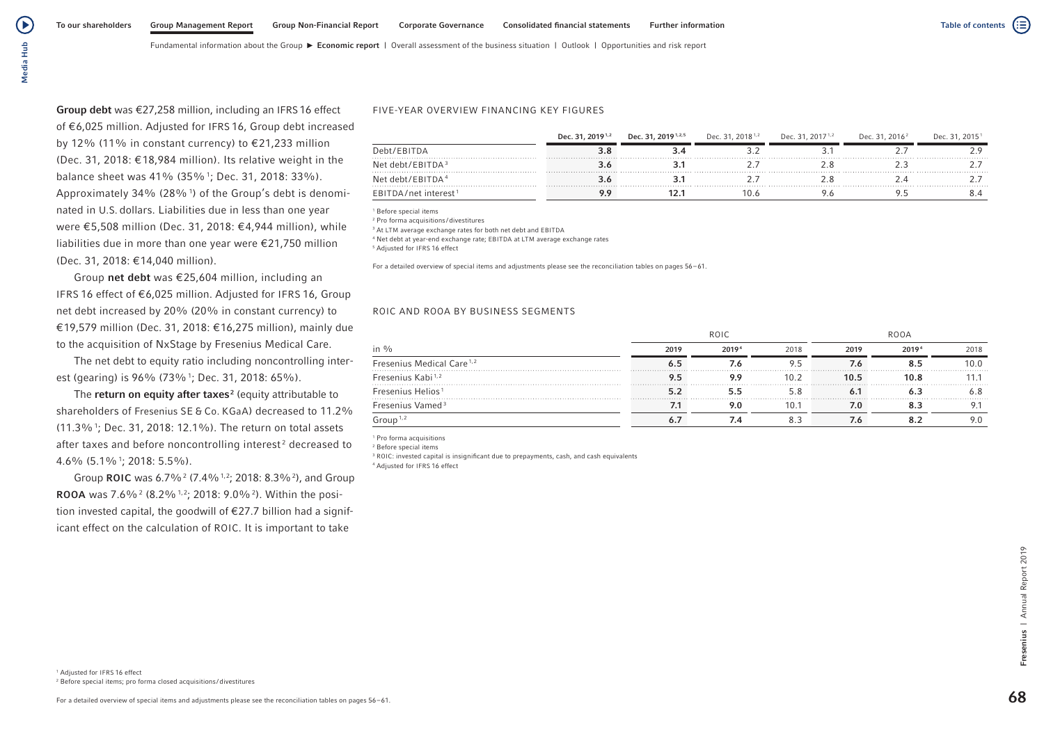**Group debt** was €27,258 million, including an IFRS 16 effect of €6,025 million. Adjusted for IFRS 16, Group debt increased by 12% (11% in constant currency) to €21,233 million (Dec. 31, 2018: €18,984 million). Its relative weight in the balance sheet was 41% (35%[1]; Dec. 31, 2018: 33%). Approximately 34% (28%[1]) of the Group's debt is denominated in U.S. dollars. Liabilities due in less than one year were €5,508 million (Dec. 31, 2018: €4,944 million), while liabilities due in more than one year were €21,750 million (Dec. 31, 2018: €14,040 million).

Group **net debt** was €25,604 million, including an IFRS 16 effect of €6,025 million. Adjusted for IFRS 16, Group net debt increased by 20% (20% in constant currency) to €19,579 million (Dec. 31, 2018: €16,275 million), mainly due to the acquisition of NxStage by Fresenius Medical Care.

The net debt to equity ratio including noncontrolling interest (gearing) is 96% (73%[1]; Dec. 31, 2018: 65%).

The **return on equity after taxes**[2] (equity attributable to shareholders of Fresenius SE & Co. KGaA) decreased to 11.2% (11.3%[1]; Dec. 31, 2018: 12.1%). The return on total assets after taxes and before noncontrolling interest[2] decreased to 4.6% (5.1%[1]; 2018: 5.5%).

Group **ROIC** was 6.7%[2] (7.4%[1,2]; 2018: 8.3%[2]), and Group **ROOA** was 7.6%[2] (8.2%[1,2]; 2018: 9.0%[2]). Within the position invested capital, the goodwill of €27.7 billion had a significant effect on the calculation of ROIC. It is important to take

[1] Adjusted for IFRS 16 effect
[2] Before special items; pro forma closed acquisitions/divestitures

For a detailed overview of special items and adjustments please see the reconciliation tables on pages 56–61.

FIVE-YEAR OVERVIEW FINANCING KEY FIGURES

| | Dec. 31, 2019[1,2] | Dec. 31, 2019[1,2,5] | Dec. 31, 2018[1,2] | Dec. 31, 2017[1,2] | Dec. 31, 2016[2] | Dec. 31, 2015[1] |
|---|---|---|---|---|---|---|
| Debt/EBITDA | 3.8 | 3.4 | 3.2 | 3.1 | 2.7 | 2.9 |
| Net debt/EBITDA[3] | 3.6 | 3.1 | 2.7 | 2.8 | 2.3 | 2.7 |
| Net debt/EBITDA[4] | 3.6 | 3.1 | 2.7 | 2.8 | 2.4 | 2.7 |
| EBITDA/net interest[1] | 9.9 | 12.1 | 10.6 | 9.6 | 9.5 | 8.4 |

[1] Before special items
[2] Pro forma acquisitions/divestitures
[3] At LTM average exchange rates for both net debt and EBITDA
[4] Net debt at year-end exchange rate; EBITDA at LTM average exchange rates
[5] Adjusted for IFRS 16 effect

For a detailed overview of special items and adjustments please see the reconciliation tables on pages 56–61.

ROIC AND ROOA BY BUSINESS SEGMENTS

| | ROIC | | | ROOA | | |
|---|---|---|---|---|---|---|
| in % | 2019 | 2019[4] | 2018 | 2019 | 2019[4] | 2018 |
| Fresenius Medical Care[1,2] | 6.5 | 7.6 | 9.5 | 7.6 | 8.5 | 10.0 |
| Fresenius Kabi[1,2] | 9.5 | 9.9 | 10.2 | 10.5 | 10.8 | 11.1 |
| Fresenius Helios[1] | 5.2 | 5.5 | 5.8 | 6.1 | 6.3 | 6.8 |
| Fresenius Vamed[3] | 7.1 | 9.0 | 10.1 | 7.0 | 8.3 | 9.1 |
| Group[1,2] | 6.7 | 7.4 | 8.3 | 7.6 | 8.2 | 9.0 |

[1] Pro forma acquisitions
[2] Before special items
[3] ROIC: invested capital is insignificant due to prepayments, cash, and cash equivalents
[4] Adjusted for IFRS 16 effect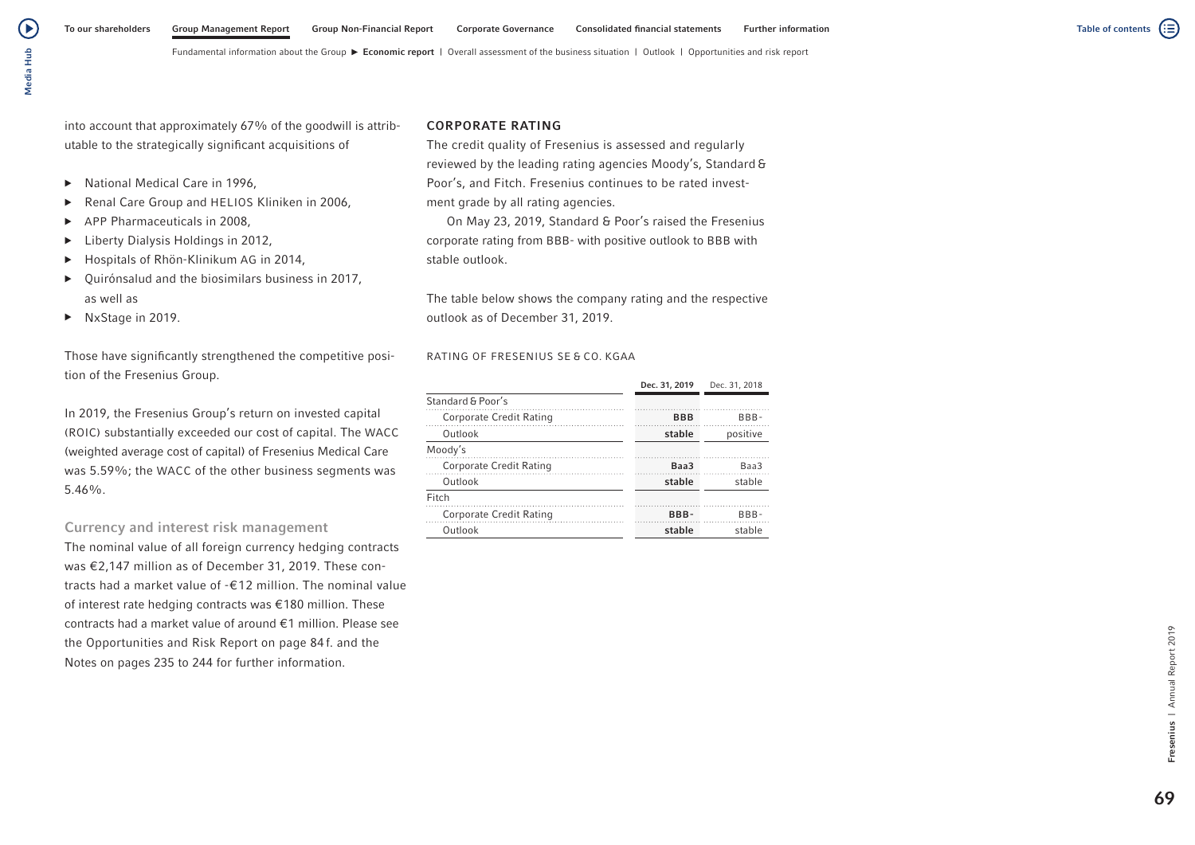into account that approximately 67% of the goodwill is attributable to the strategically significant acquisitions of

- National Medical Care in 1996,
- Renal Care Group and HELIOS Kliniken in 2006,
- APP Pharmaceuticals in 2008,
- Liberty Dialysis Holdings in 2012,
- Hospitals of Rhön-Klinikum AG in 2014,
- Quirónsalud and the biosimilars business in 2017, as well as
- NxStage in 2019.

Those have significantly strengthened the competitive position of the Fresenius Group.

In 2019, the Fresenius Group's return on invested capital (ROIC) substantially exceeded our cost of capital. The WACC (weighted average cost of capital) of Fresenius Medical Care was 5.59%; the WACC of the other business segments was 5.46%.

### Currency and interest risk management

The nominal value of all foreign currency hedging contracts was €2,147 million as of December 31, 2019. These contracts had a market value of -€12 million. The nominal value of interest rate hedging contracts was €180 million. These contracts had a market value of around €1 million. Please see the Opportunities and Risk Report on page 84 f. and the Notes on pages 235 to 244 for further information.

## CORPORATE RATING

The credit quality of Fresenius is assessed and regularly reviewed by the leading rating agencies Moody's, Standard & Poor's, and Fitch. Fresenius continues to be rated investment grade by all rating agencies.

On May 23, 2019, Standard & Poor's raised the Fresenius corporate rating from BBB- with positive outlook to BBB with stable outlook.

The table below shows the company rating and the respective outlook as of December 31, 2019.

RATING OF FRESENIUS SE & CO. KGAA

| | Dec. 31, 2019 | Dec. 31, 2018 |
|---|---|---|
| Standard & Poor's | | |
| Corporate Credit Rating | **BBB** | BBB- |
| Outlook | **stable** | positive |
| Moody's | | |
| Corporate Credit Rating | **Baa3** | Baa3 |
| Outlook | **stable** | stable |
| Fitch | | |
| Corporate Credit Rating | **BBB-** | BBB- |
| Outlook | **stable** | stable |